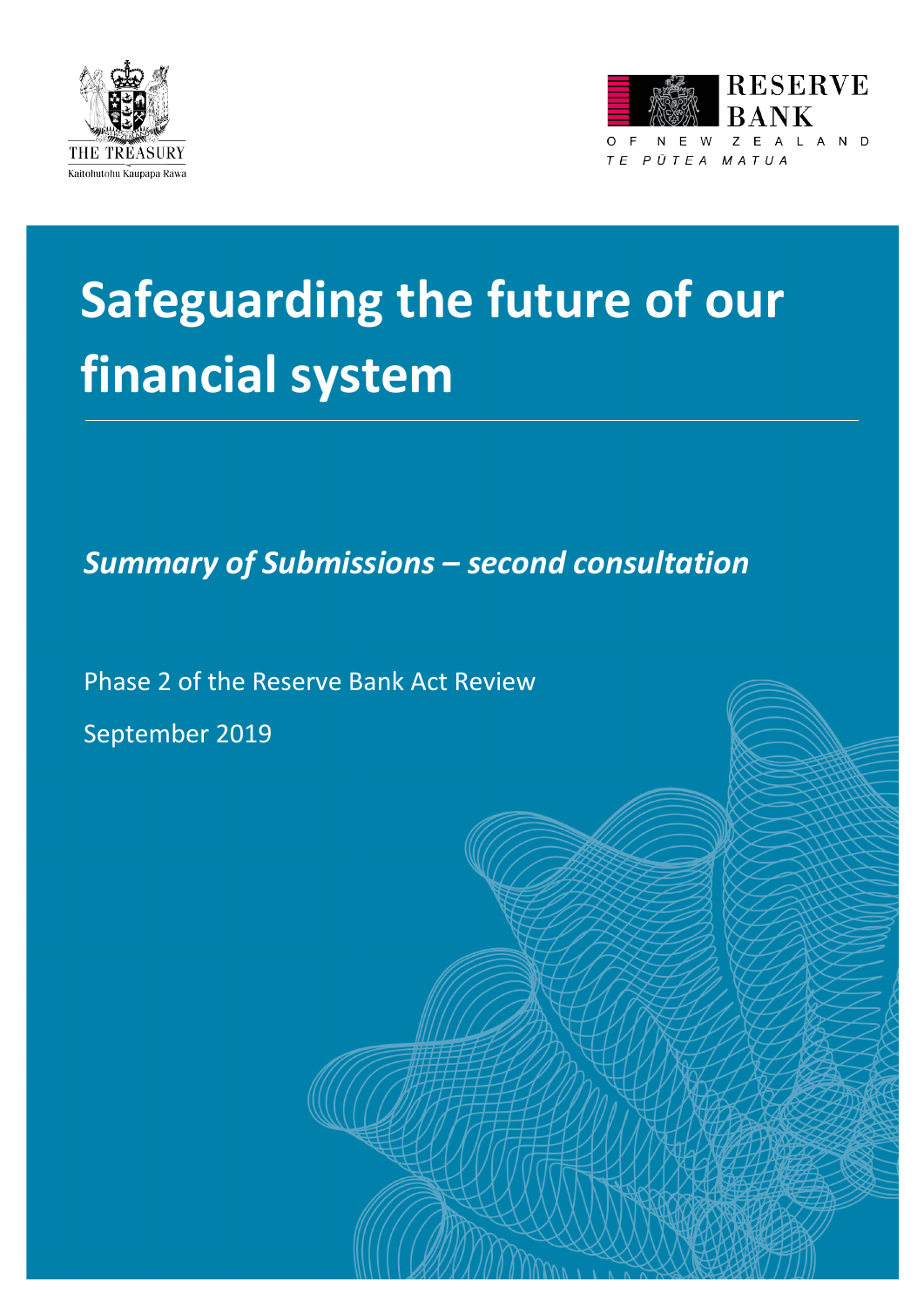THE TREASURY

Kaitohutohu Kaupapa Rawa

RESERVE BANK

OF NEW ZEALAND

TE PŪTEA MATUA

# Safeguarding the future of our financial system

*Summary of Submissions – second consultation*

Phase 2 of the Reserve Bank Act Review

September 2019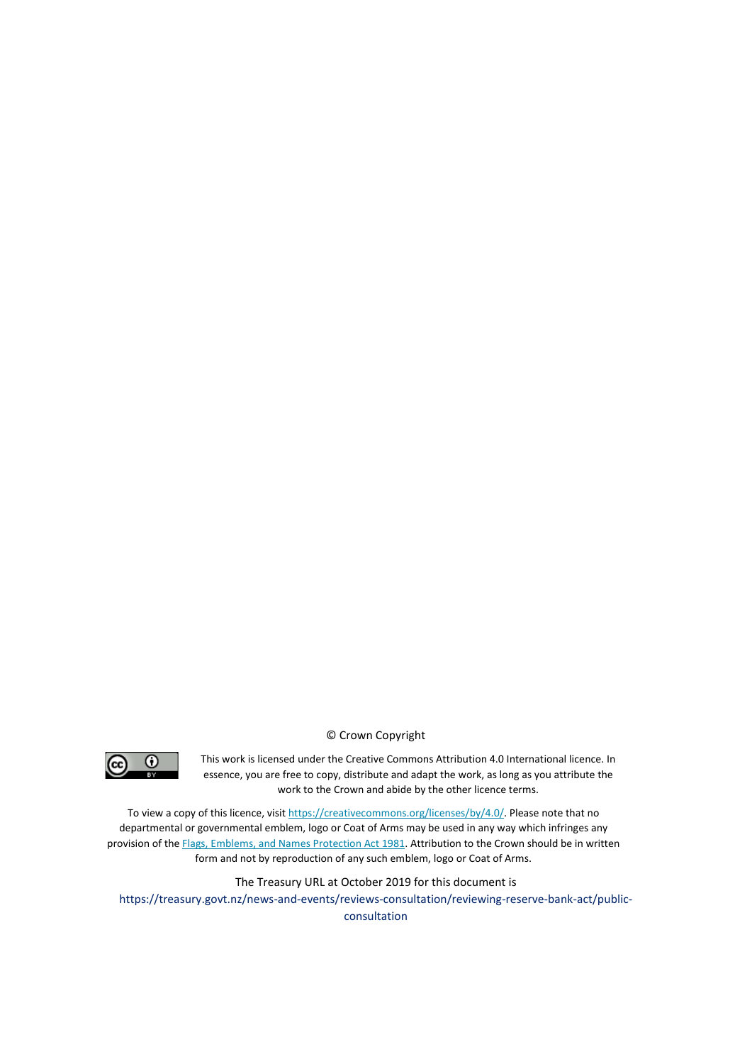© Crown Copyright

This work is licensed under the Creative Commons Attribution 4.0 International licence. In essence, you are free to copy, distribute and adapt the work, as long as you attribute the work to the Crown and abide by the other licence terms.

To view a copy of this licence, visit [https://creativecommons.org/licenses/by/4.0/](https://creativecommons.org/licenses/by/4.0/). Please note that no departmental or governmental emblem, logo or Coat of Arms may be used in any way which infringes any provision of the Flags, Emblems, and Names Protection Act 1981. Attribution to the Crown should be in written form and not by reproduction of any such emblem, logo or Coat of Arms.

The Treasury URL at October 2019 for this document is https://treasury.govt.nz/news-and-events/reviews-consultation/reviewing-reserve-bank-act/public-consultation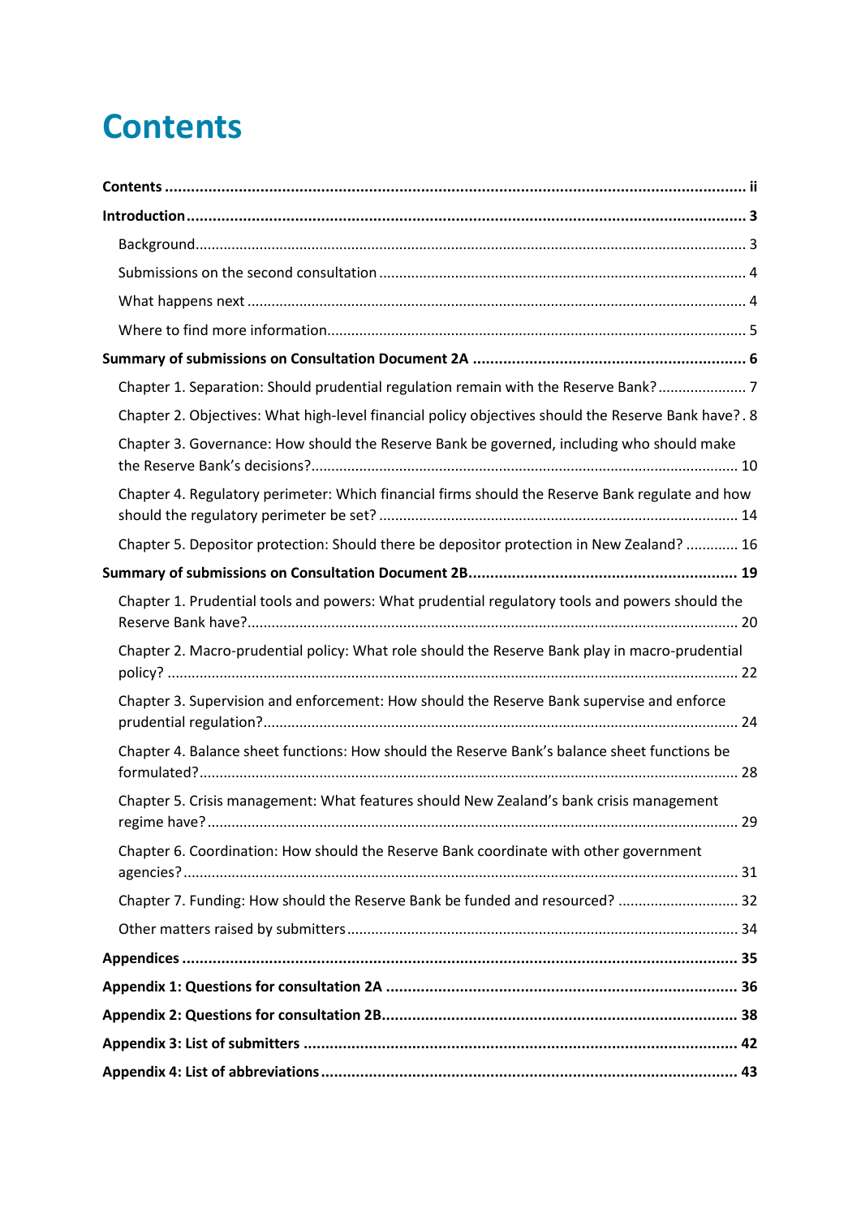# Contents

**Contents** ..................................................................................................................................... ii

**Introduction** ................................................................................................................................. 3

- Background ..................................................................................................................................... 3
- Submissions on the second consultation ....................................................................................... 4
- What happens next ........................................................................................................................ 4
- Where to find more information .................................................................................................... 5

**Summary of submissions on Consultation Document 2A** ............................................................... 6

- Chapter 1. Separation: Should prudential regulation remain with the Reserve Bank? ..................... 7
- Chapter 2. Objectives: What high-level financial policy objectives should the Reserve Bank have? . 8
- Chapter 3. Governance: How should the Reserve Bank be governed, including who should make the Reserve Bank's decisions? ......................................................................................................... 10
- Chapter 4. Regulatory perimeter: Which financial firms should the Reserve Bank regulate and how should the regulatory perimeter be set? ......................................................................................... 14
- Chapter 5. Depositor protection: Should there be depositor protection in New Zealand? ............ 16

**Summary of submissions on Consultation Document 2B** ............................................................. 19

- Chapter 1. Prudential tools and powers: What prudential regulatory tools and powers should the Reserve Bank have? ......................................................................................................................... 20
- Chapter 2. Macro-prudential policy: What role should the Reserve Bank play in macro-prudential policy? ............................................................................................................................................ 22
- Chapter 3. Supervision and enforcement: How should the Reserve Bank supervise and enforce prudential regulation? ..................................................................................................................... 24
- Chapter 4. Balance sheet functions: How should the Reserve Bank's balance sheet functions be formulated? ..................................................................................................................................... 28
- Chapter 5. Crisis management: What features should New Zealand's bank crisis management regime have? ................................................................................................................................... 29
- Chapter 6. Coordination: How should the Reserve Bank coordinate with other government agencies? ........................................................................................................................................ 31
- Chapter 7. Funding: How should the Reserve Bank be funded and resourced? ............................. 32
- Other matters raised by submitters ................................................................................................ 34

**Appendices** ................................................................................................................................. 35

**Appendix 1: Questions for consultation 2A** ................................................................................. 36

**Appendix 2: Questions for consultation 2B** ................................................................................. 38

**Appendix 3: List of submitters** ................................................................................................... 42

**Appendix 4: List of abbreviations** ............................................................................................... 43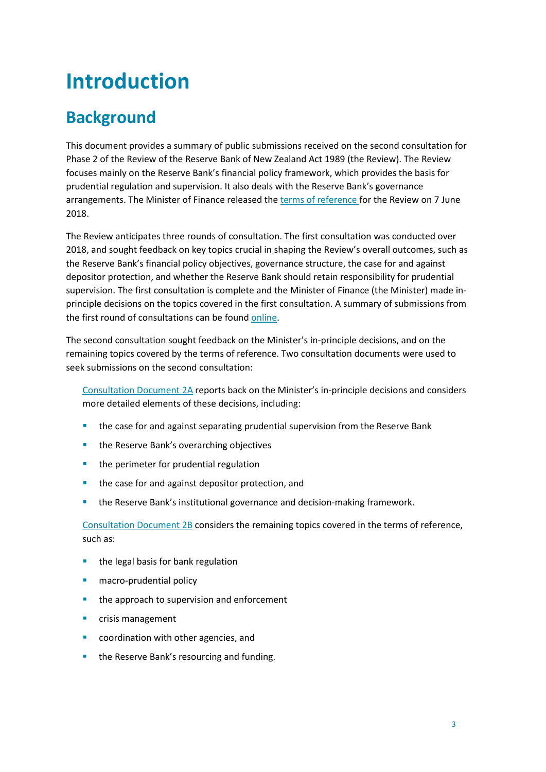# Introduction

## Background

This document provides a summary of public submissions received on the second consultation for Phase 2 of the Review of the Reserve Bank of New Zealand Act 1989 (the Review). The Review focuses mainly on the Reserve Bank's financial policy framework, which provides the basis for prudential regulation and supervision. It also deals with the Reserve Bank's governance arrangements. The Minister of Finance released the terms of reference for the Review on 7 June 2018.

The Review anticipates three rounds of consultation. The first consultation was conducted over 2018, and sought feedback on key topics crucial in shaping the Review's overall outcomes, such as the Reserve Bank's financial policy objectives, governance structure, the case for and against depositor protection, and whether the Reserve Bank should retain responsibility for prudential supervision. The first consultation is complete and the Minister of Finance (the Minister) made in-principle decisions on the topics covered in the first consultation. A summary of submissions from the first round of consultations can be found online.

The second consultation sought feedback on the Minister's in-principle decisions, and on the remaining topics covered by the terms of reference. Two consultation documents were used to seek submissions on the second consultation:

Consultation Document 2A reports back on the Minister's in-principle decisions and considers more detailed elements of these decisions, including:

- the case for and against separating prudential supervision from the Reserve Bank
- the Reserve Bank's overarching objectives
- the perimeter for prudential regulation
- the case for and against depositor protection, and
- the Reserve Bank's institutional governance and decision-making framework.

Consultation Document 2B considers the remaining topics covered in the terms of reference, such as:

- the legal basis for bank regulation
- macro-prudential policy
- the approach to supervision and enforcement
- crisis management
- coordination with other agencies, and
- the Reserve Bank's resourcing and funding.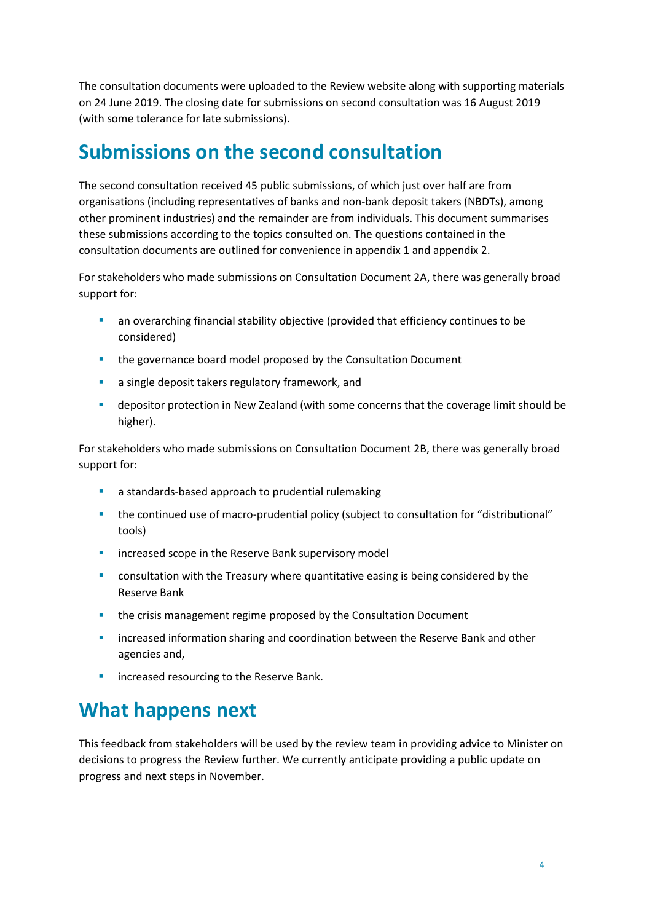The consultation documents were uploaded to the Review website along with supporting materials on 24 June 2019. The closing date for submissions on second consultation was 16 August 2019 (with some tolerance for late submissions).

## Submissions on the second consultation

The second consultation received 45 public submissions, of which just over half are from organisations (including representatives of banks and non-bank deposit takers (NBDTs), among other prominent industries) and the remainder are from individuals. This document summarises these submissions according to the topics consulted on. The questions contained in the consultation documents are outlined for convenience in appendix 1 and appendix 2.

For stakeholders who made submissions on Consultation Document 2A, there was generally broad support for:

- an overarching financial stability objective (provided that efficiency continues to be considered)
- the governance board model proposed by the Consultation Document
- a single deposit takers regulatory framework, and
- depositor protection in New Zealand (with some concerns that the coverage limit should be higher).

For stakeholders who made submissions on Consultation Document 2B, there was generally broad support for:

- a standards-based approach to prudential rulemaking
- the continued use of macro-prudential policy (subject to consultation for "distributional" tools)
- increased scope in the Reserve Bank supervisory model
- consultation with the Treasury where quantitative easing is being considered by the Reserve Bank
- the crisis management regime proposed by the Consultation Document
- increased information sharing and coordination between the Reserve Bank and other agencies and,
- increased resourcing to the Reserve Bank.

## What happens next

This feedback from stakeholders will be used by the review team in providing advice to Minister on decisions to progress the Review further. We currently anticipate providing a public update on progress and next steps in November.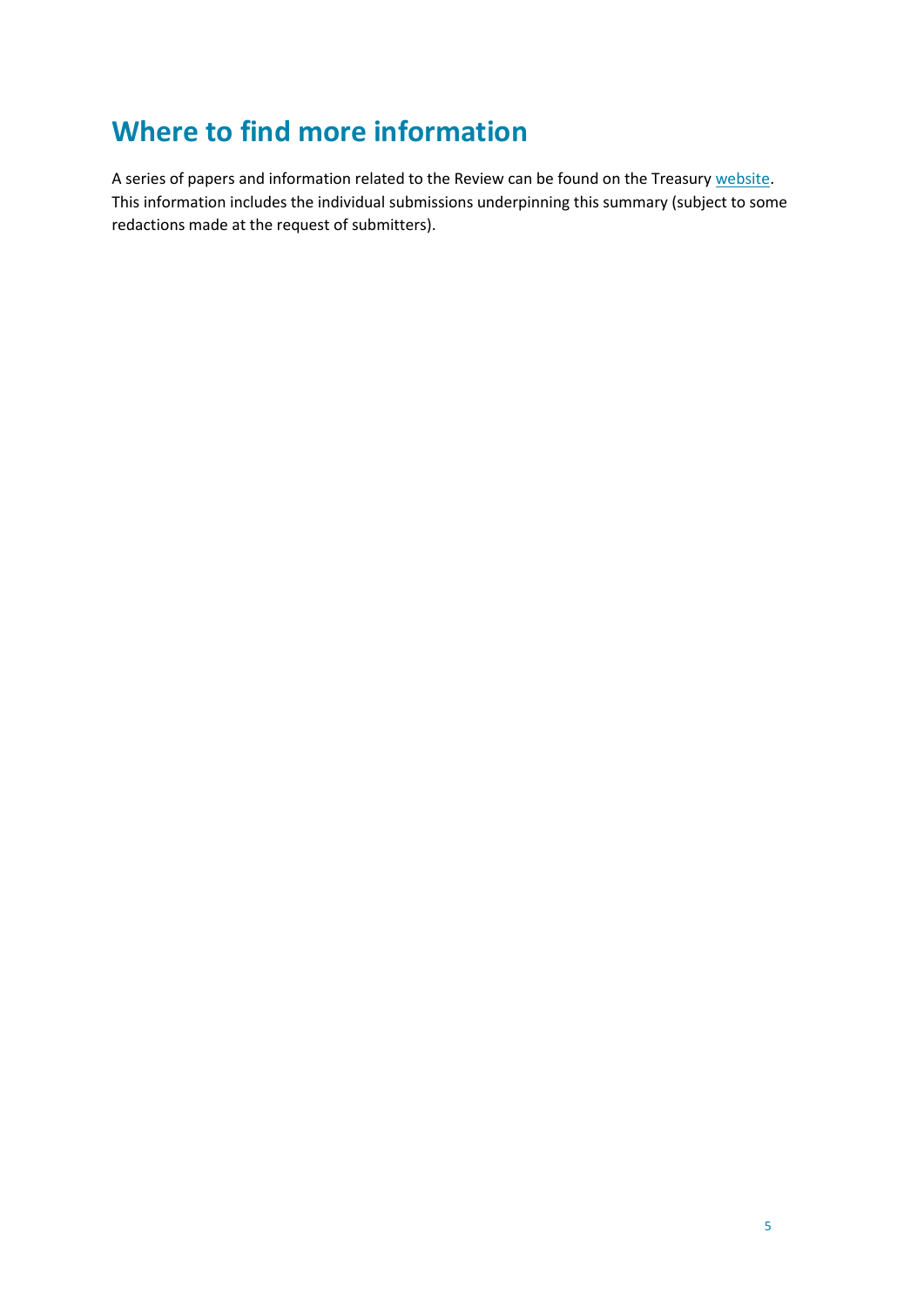# Where to find more information

A series of papers and information related to the Review can be found on the Treasury website. This information includes the individual submissions underpinning this summary (subject to some redactions made at the request of submitters).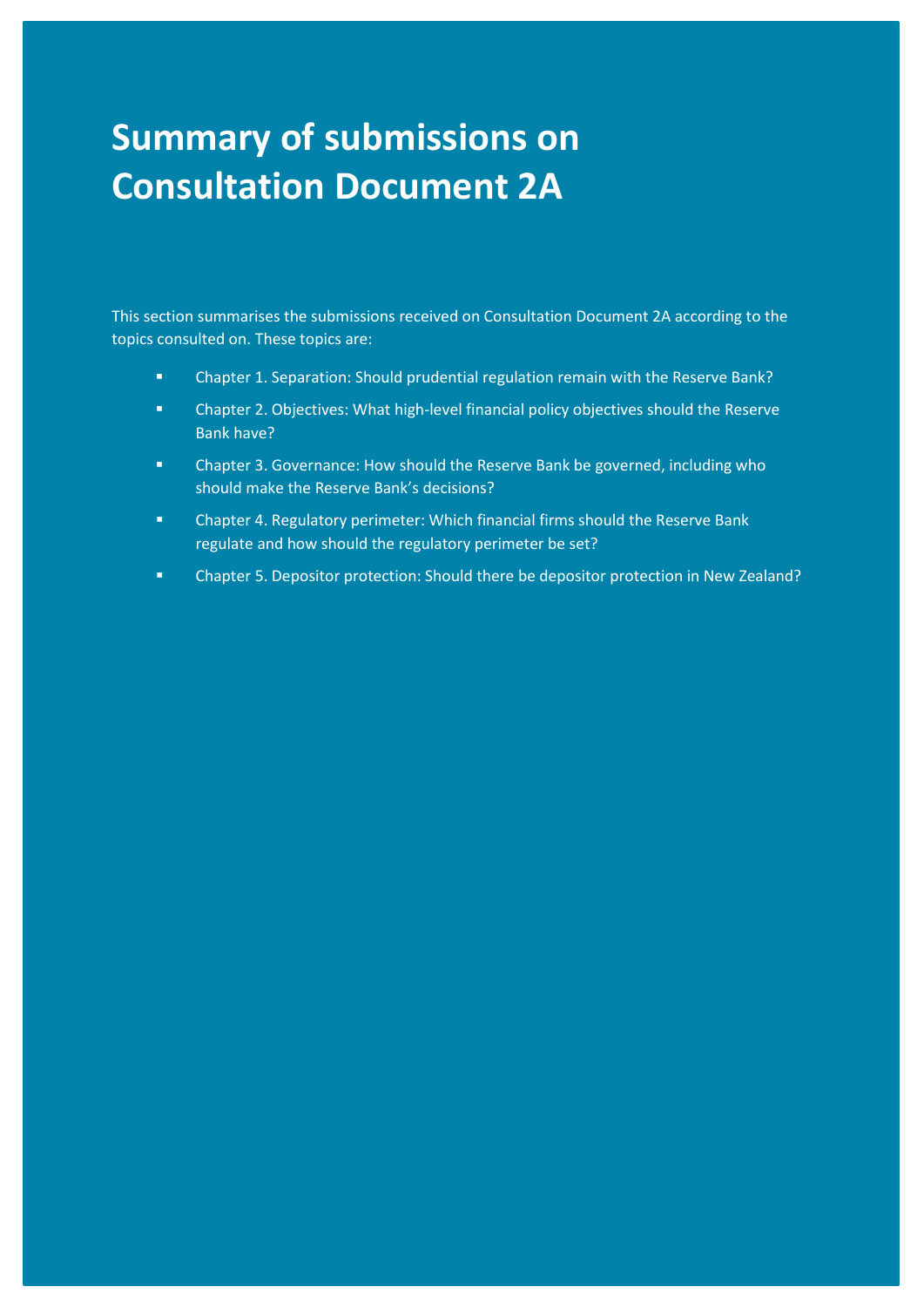# Summary of submissions on Consultation Document 2A

This section summarises the submissions received on Consultation Document 2A according to the topics consulted on. These topics are:

- Chapter 1. Separation: Should prudential regulation remain with the Reserve Bank?
- Chapter 2. Objectives: What high-level financial policy objectives should the Reserve Bank have?
- Chapter 3. Governance: How should the Reserve Bank be governed, including who should make the Reserve Bank's decisions?
- Chapter 4. Regulatory perimeter: Which financial firms should the Reserve Bank regulate and how should the regulatory perimeter be set?
- Chapter 5. Depositor protection: Should there be depositor protection in New Zealand?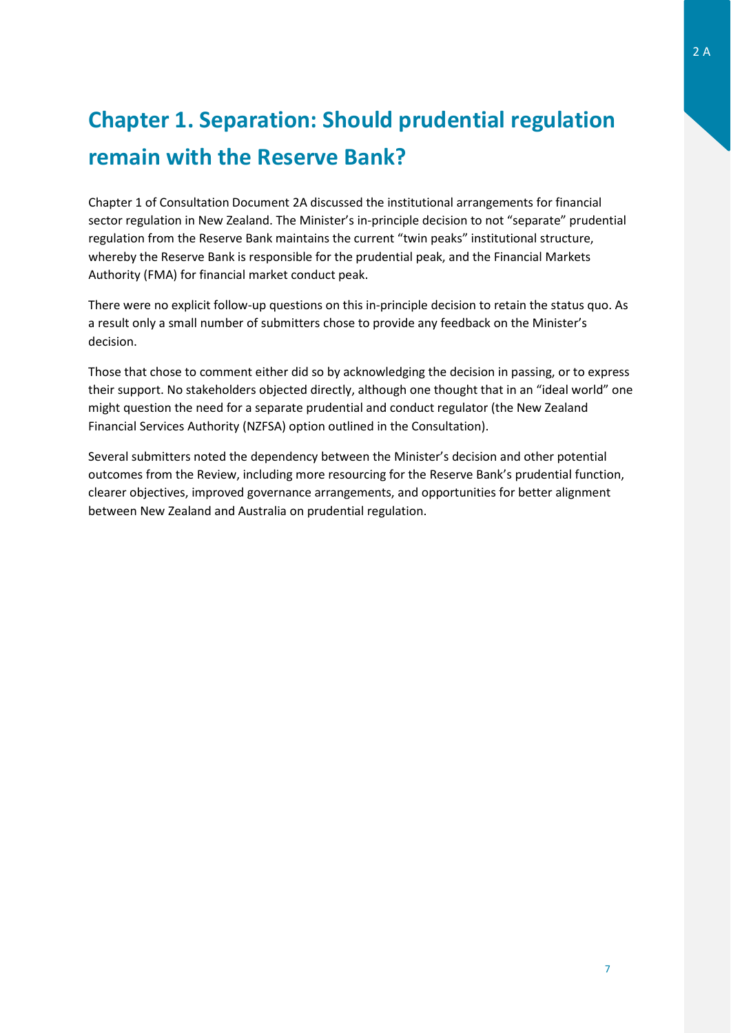# Chapter 1. Separation: Should prudential regulation remain with the Reserve Bank?

Chapter 1 of Consultation Document 2A discussed the institutional arrangements for financial sector regulation in New Zealand. The Minister's in-principle decision to not "separate" prudential regulation from the Reserve Bank maintains the current "twin peaks" institutional structure, whereby the Reserve Bank is responsible for the prudential peak, and the Financial Markets Authority (FMA) for financial market conduct peak.

There were no explicit follow-up questions on this in-principle decision to retain the status quo. As a result only a small number of submitters chose to provide any feedback on the Minister's decision.

Those that chose to comment either did so by acknowledging the decision in passing, or to express their support. No stakeholders objected directly, although one thought that in an "ideal world" one might question the need for a separate prudential and conduct regulator (the New Zealand Financial Services Authority (NZFSA) option outlined in the Consultation).

Several submitters noted the dependency between the Minister's decision and other potential outcomes from the Review, including more resourcing for the Reserve Bank's prudential function, clearer objectives, improved governance arrangements, and opportunities for better alignment between New Zealand and Australia on prudential regulation.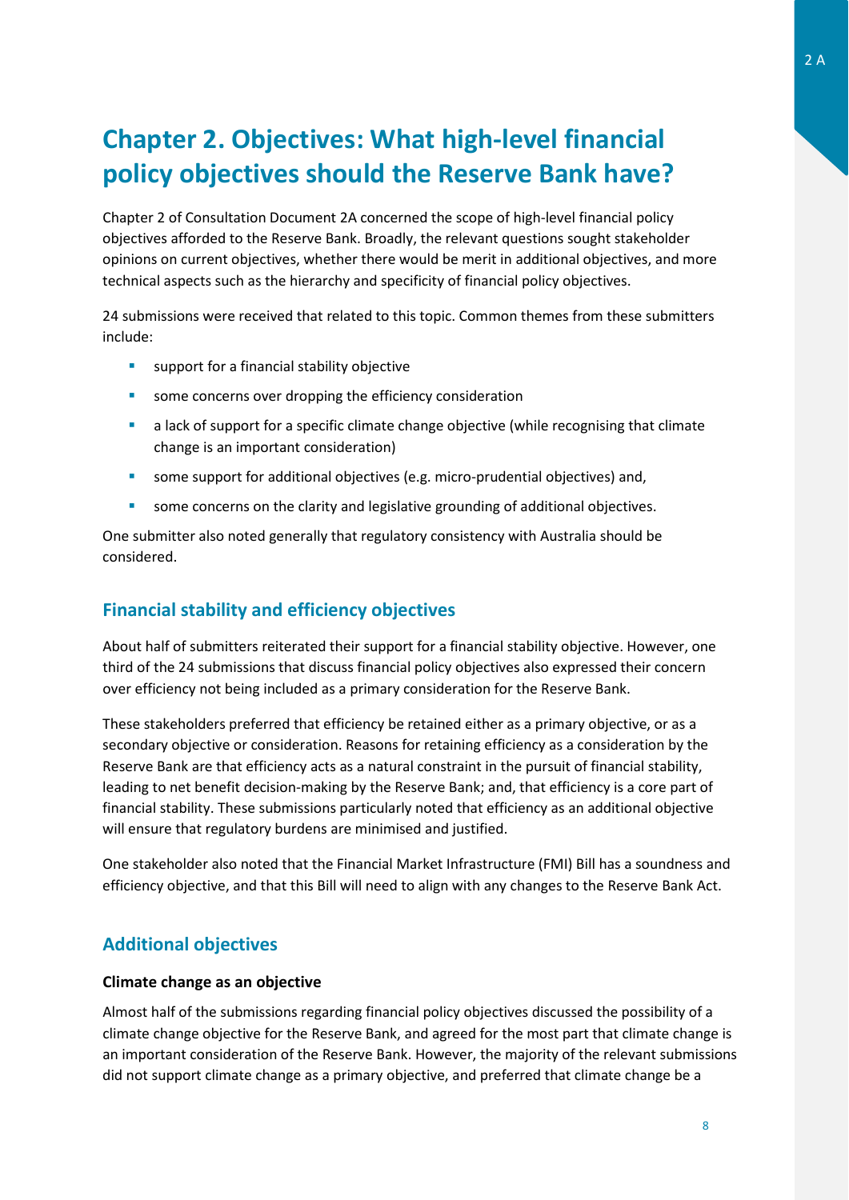# Chapter 2. Objectives: What high-level financial policy objectives should the Reserve Bank have?

Chapter 2 of Consultation Document 2A concerned the scope of high-level financial policy objectives afforded to the Reserve Bank. Broadly, the relevant questions sought stakeholder opinions on current objectives, whether there would be merit in additional objectives, and more technical aspects such as the hierarchy and specificity of financial policy objectives.

24 submissions were received that related to this topic. Common themes from these submitters include:

- support for a financial stability objective
- some concerns over dropping the efficiency consideration
- a lack of support for a specific climate change objective (while recognising that climate change is an important consideration)
- some support for additional objectives (e.g. micro-prudential objectives) and,
- some concerns on the clarity and legislative grounding of additional objectives.

One submitter also noted generally that regulatory consistency with Australia should be considered.

## Financial stability and efficiency objectives

About half of submitters reiterated their support for a financial stability objective. However, one third of the 24 submissions that discuss financial policy objectives also expressed their concern over efficiency not being included as a primary consideration for the Reserve Bank.

These stakeholders preferred that efficiency be retained either as a primary objective, or as a secondary objective or consideration. Reasons for retaining efficiency as a consideration by the Reserve Bank are that efficiency acts as a natural constraint in the pursuit of financial stability, leading to net benefit decision-making by the Reserve Bank; and, that efficiency is a core part of financial stability. These submissions particularly noted that efficiency as an additional objective will ensure that regulatory burdens are minimised and justified.

One stakeholder also noted that the Financial Market Infrastructure (FMI) Bill has a soundness and efficiency objective, and that this Bill will need to align with any changes to the Reserve Bank Act.

## Additional objectives

### Climate change as an objective

Almost half of the submissions regarding financial policy objectives discussed the possibility of a climate change objective for the Reserve Bank, and agreed for the most part that climate change is an important consideration of the Reserve Bank. However, the majority of the relevant submissions did not support climate change as a primary objective, and preferred that climate change be a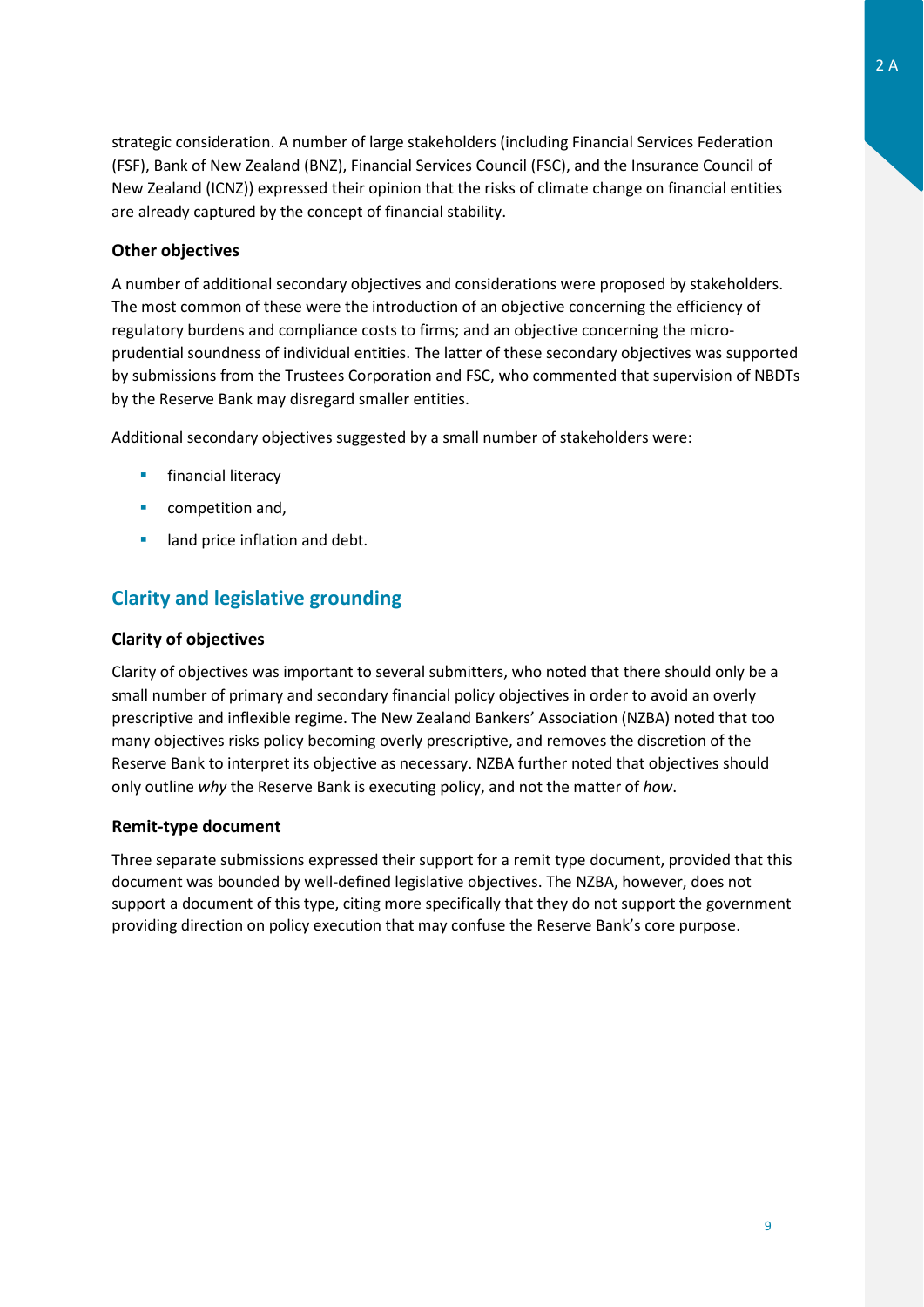strategic consideration. A number of large stakeholders (including Financial Services Federation (FSF), Bank of New Zealand (BNZ), Financial Services Council (FSC), and the Insurance Council of New Zealand (ICNZ)) expressed their opinion that the risks of climate change on financial entities are already captured by the concept of financial stability.

### Other objectives

A number of additional secondary objectives and considerations were proposed by stakeholders. The most common of these were the introduction of an objective concerning the efficiency of regulatory burdens and compliance costs to firms; and an objective concerning the micro-prudential soundness of individual entities. The latter of these secondary objectives was supported by submissions from the Trustees Corporation and FSC, who commented that supervision of NBDTs by the Reserve Bank may disregard smaller entities.

Additional secondary objectives suggested by a small number of stakeholders were:

- financial literacy
- competition and,
- land price inflation and debt.

## Clarity and legislative grounding

### Clarity of objectives

Clarity of objectives was important to several submitters, who noted that there should only be a small number of primary and secondary financial policy objectives in order to avoid an overly prescriptive and inflexible regime. The New Zealand Bankers' Association (NZBA) noted that too many objectives risks policy becoming overly prescriptive, and removes the discretion of the Reserve Bank to interpret its objective as necessary. NZBA further noted that objectives should only outline *why* the Reserve Bank is executing policy, and not the matter of *how*.

### Remit-type document

Three separate submissions expressed their support for a remit type document, provided that this document was bounded by well-defined legislative objectives. The NZBA, however, does not support a document of this type, citing more specifically that they do not support the government providing direction on policy execution that may confuse the Reserve Bank's core purpose.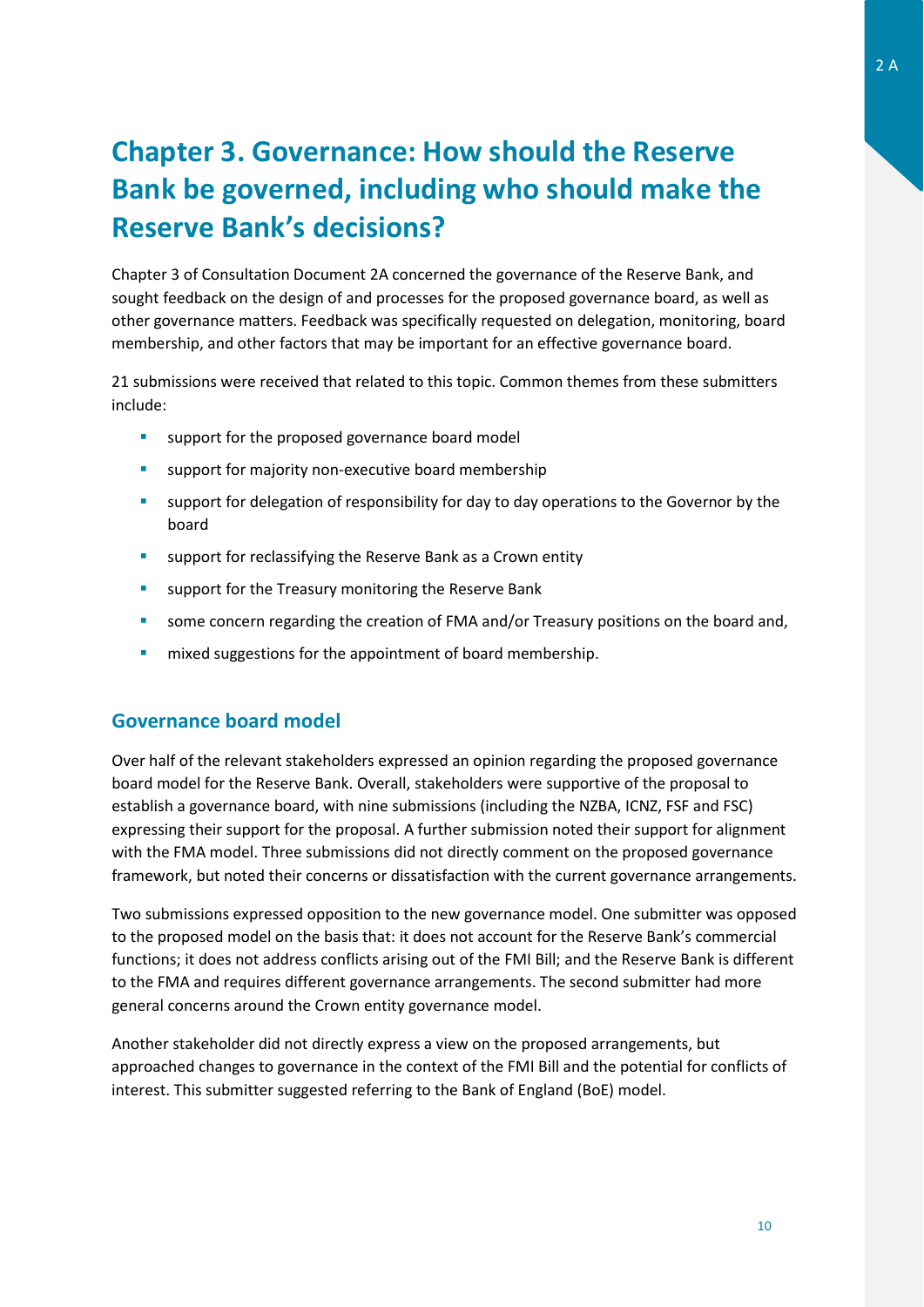# Chapter 3. Governance: How should the Reserve Bank be governed, including who should make the Reserve Bank's decisions?

Chapter 3 of Consultation Document 2A concerned the governance of the Reserve Bank, and sought feedback on the design of and processes for the proposed governance board, as well as other governance matters. Feedback was specifically requested on delegation, monitoring, board membership, and other factors that may be important for an effective governance board.

21 submissions were received that related to this topic. Common themes from these submitters include:

- support for the proposed governance board model
- support for majority non-executive board membership
- support for delegation of responsibility for day to day operations to the Governor by the board
- support for reclassifying the Reserve Bank as a Crown entity
- support for the Treasury monitoring the Reserve Bank
- some concern regarding the creation of FMA and/or Treasury positions on the board and,
- mixed suggestions for the appointment of board membership.

## Governance board model

Over half of the relevant stakeholders expressed an opinion regarding the proposed governance board model for the Reserve Bank. Overall, stakeholders were supportive of the proposal to establish a governance board, with nine submissions (including the NZBA, ICNZ, FSF and FSC) expressing their support for the proposal. A further submission noted their support for alignment with the FMA model. Three submissions did not directly comment on the proposed governance framework, but noted their concerns or dissatisfaction with the current governance arrangements.

Two submissions expressed opposition to the new governance model. One submitter was opposed to the proposed model on the basis that: it does not account for the Reserve Bank's commercial functions; it does not address conflicts arising out of the FMI Bill; and the Reserve Bank is different to the FMA and requires different governance arrangements. The second submitter had more general concerns around the Crown entity governance model.

Another stakeholder did not directly express a view on the proposed arrangements, but approached changes to governance in the context of the FMI Bill and the potential for conflicts of interest. This submitter suggested referring to the Bank of England (BoE) model.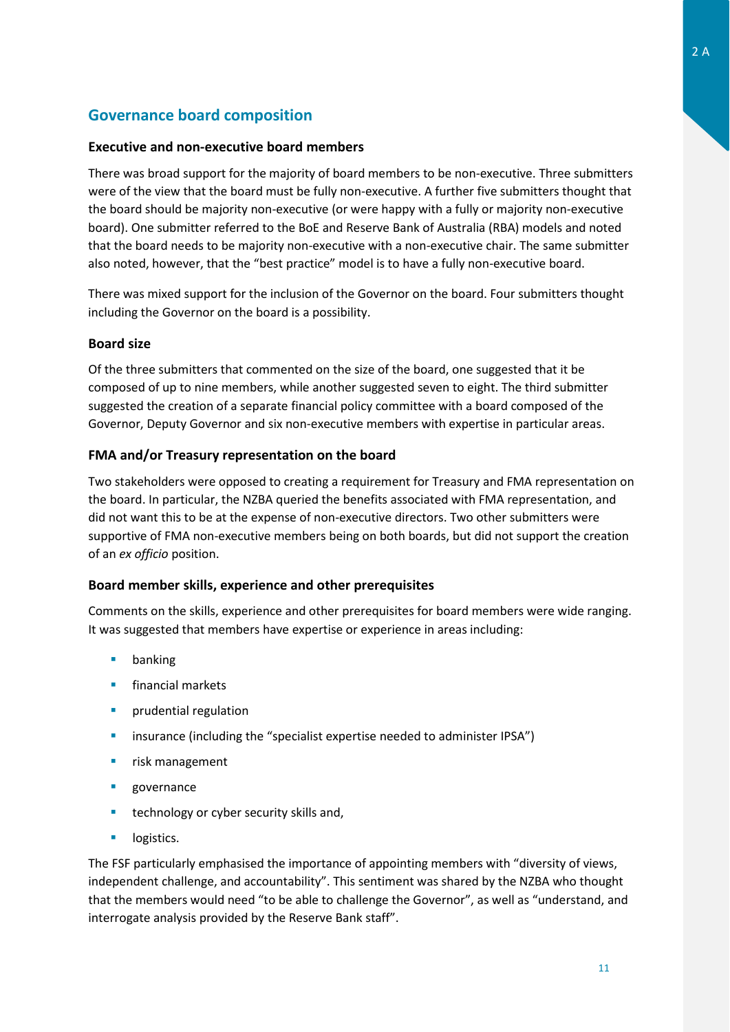## Governance board composition

### Executive and non-executive board members

There was broad support for the majority of board members to be non-executive. Three submitters were of the view that the board must be fully non-executive. A further five submitters thought that the board should be majority non-executive (or were happy with a fully or majority non-executive board). One submitter referred to the BoE and Reserve Bank of Australia (RBA) models and noted that the board needs to be majority non-executive with a non-executive chair. The same submitter also noted, however, that the "best practice" model is to have a fully non-executive board.

There was mixed support for the inclusion of the Governor on the board. Four submitters thought including the Governor on the board is a possibility.

### Board size

Of the three submitters that commented on the size of the board, one suggested that it be composed of up to nine members, while another suggested seven to eight. The third submitter suggested the creation of a separate financial policy committee with a board composed of the Governor, Deputy Governor and six non-executive members with expertise in particular areas.

### FMA and/or Treasury representation on the board

Two stakeholders were opposed to creating a requirement for Treasury and FMA representation on the board. In particular, the NZBA queried the benefits associated with FMA representation, and did not want this to be at the expense of non-executive directors. Two other submitters were supportive of FMA non-executive members being on both boards, but did not support the creation of an *ex officio* position.

### Board member skills, experience and other prerequisites

Comments on the skills, experience and other prerequisites for board members were wide ranging. It was suggested that members have expertise or experience in areas including:

- banking
- financial markets
- prudential regulation
- insurance (including the "specialist expertise needed to administer IPSA")
- risk management
- governance
- technology or cyber security skills and,
- logistics.

The FSF particularly emphasised the importance of appointing members with "diversity of views, independent challenge, and accountability". This sentiment was shared by the NZBA who thought that the members would need "to be able to challenge the Governor", as well as "understand, and interrogate analysis provided by the Reserve Bank staff".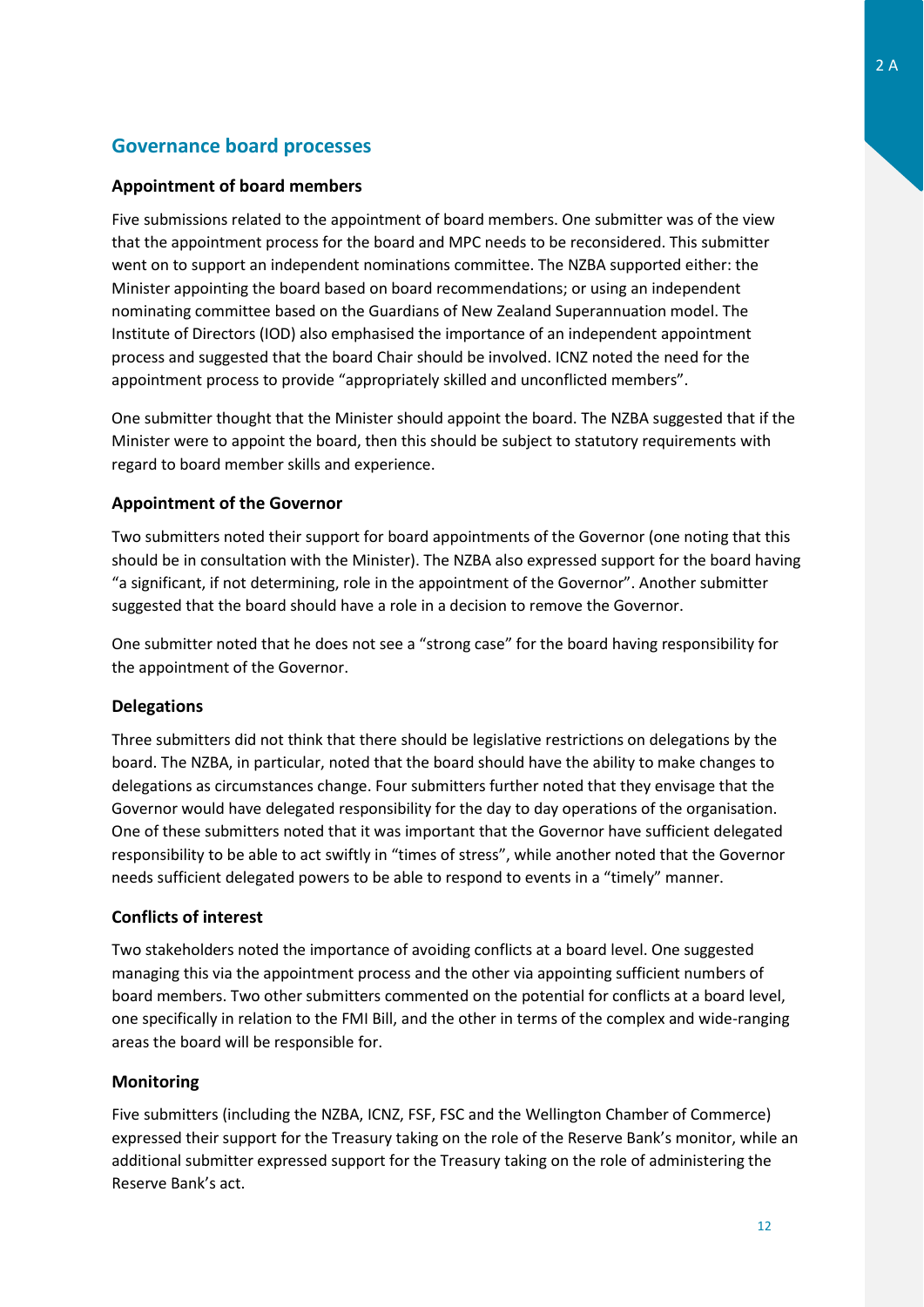## Governance board processes

### Appointment of board members

Five submissions related to the appointment of board members. One submitter was of the view that the appointment process for the board and MPC needs to be reconsidered. This submitter went on to support an independent nominations committee. The NZBA supported either: the Minister appointing the board based on board recommendations; or using an independent nominating committee based on the Guardians of New Zealand Superannuation model. The Institute of Directors (IOD) also emphasised the importance of an independent appointment process and suggested that the board Chair should be involved. ICNZ noted the need for the appointment process to provide "appropriately skilled and unconflicted members".

One submitter thought that the Minister should appoint the board. The NZBA suggested that if the Minister were to appoint the board, then this should be subject to statutory requirements with regard to board member skills and experience.

### Appointment of the Governor

Two submitters noted their support for board appointments of the Governor (one noting that this should be in consultation with the Minister). The NZBA also expressed support for the board having "a significant, if not determining, role in the appointment of the Governor". Another submitter suggested that the board should have a role in a decision to remove the Governor.

One submitter noted that he does not see a "strong case" for the board having responsibility for the appointment of the Governor.

### Delegations

Three submitters did not think that there should be legislative restrictions on delegations by the board. The NZBA, in particular, noted that the board should have the ability to make changes to delegations as circumstances change. Four submitters further noted that they envisage that the Governor would have delegated responsibility for the day to day operations of the organisation. One of these submitters noted that it was important that the Governor have sufficient delegated responsibility to be able to act swiftly in "times of stress", while another noted that the Governor needs sufficient delegated powers to be able to respond to events in a "timely" manner.

### Conflicts of interest

Two stakeholders noted the importance of avoiding conflicts at a board level. One suggested managing this via the appointment process and the other via appointing sufficient numbers of board members. Two other submitters commented on the potential for conflicts at a board level, one specifically in relation to the FMI Bill, and the other in terms of the complex and wide-ranging areas the board will be responsible for.

### Monitoring

Five submitters (including the NZBA, ICNZ, FSF, FSC and the Wellington Chamber of Commerce) expressed their support for the Treasury taking on the role of the Reserve Bank's monitor, while an additional submitter expressed support for the Treasury taking on the role of administering the Reserve Bank's act.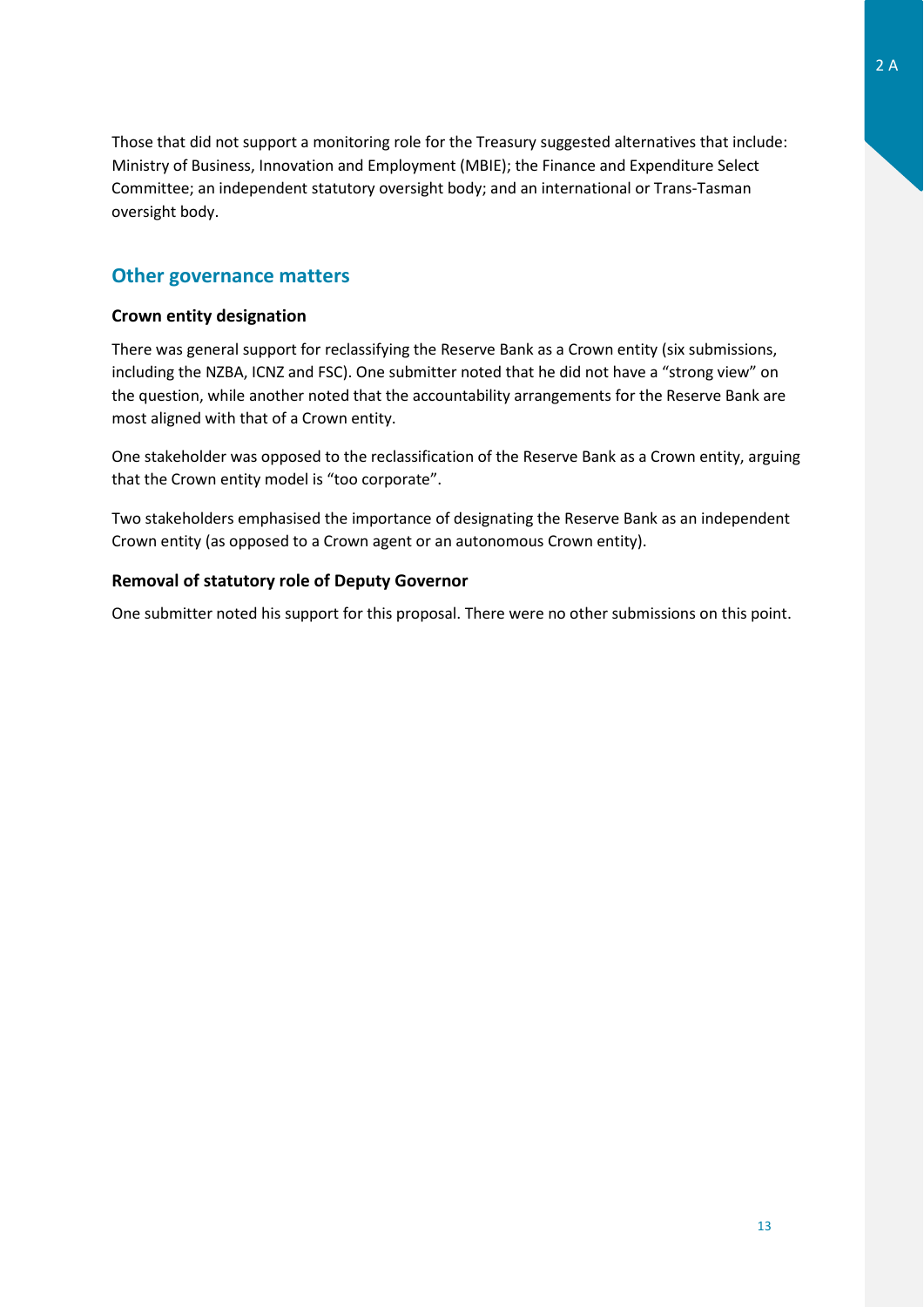Those that did not support a monitoring role for the Treasury suggested alternatives that include: Ministry of Business, Innovation and Employment (MBIE); the Finance and Expenditure Select Committee; an independent statutory oversight body; and an international or Trans-Tasman oversight body.

## Other governance matters

### Crown entity designation

There was general support for reclassifying the Reserve Bank as a Crown entity (six submissions, including the NZBA, ICNZ and FSC). One submitter noted that he did not have a "strong view" on the question, while another noted that the accountability arrangements for the Reserve Bank are most aligned with that of a Crown entity.

One stakeholder was opposed to the reclassification of the Reserve Bank as a Crown entity, arguing that the Crown entity model is "too corporate".

Two stakeholders emphasised the importance of designating the Reserve Bank as an independent Crown entity (as opposed to a Crown agent or an autonomous Crown entity).

### Removal of statutory role of Deputy Governor

One submitter noted his support for this proposal. There were no other submissions on this point.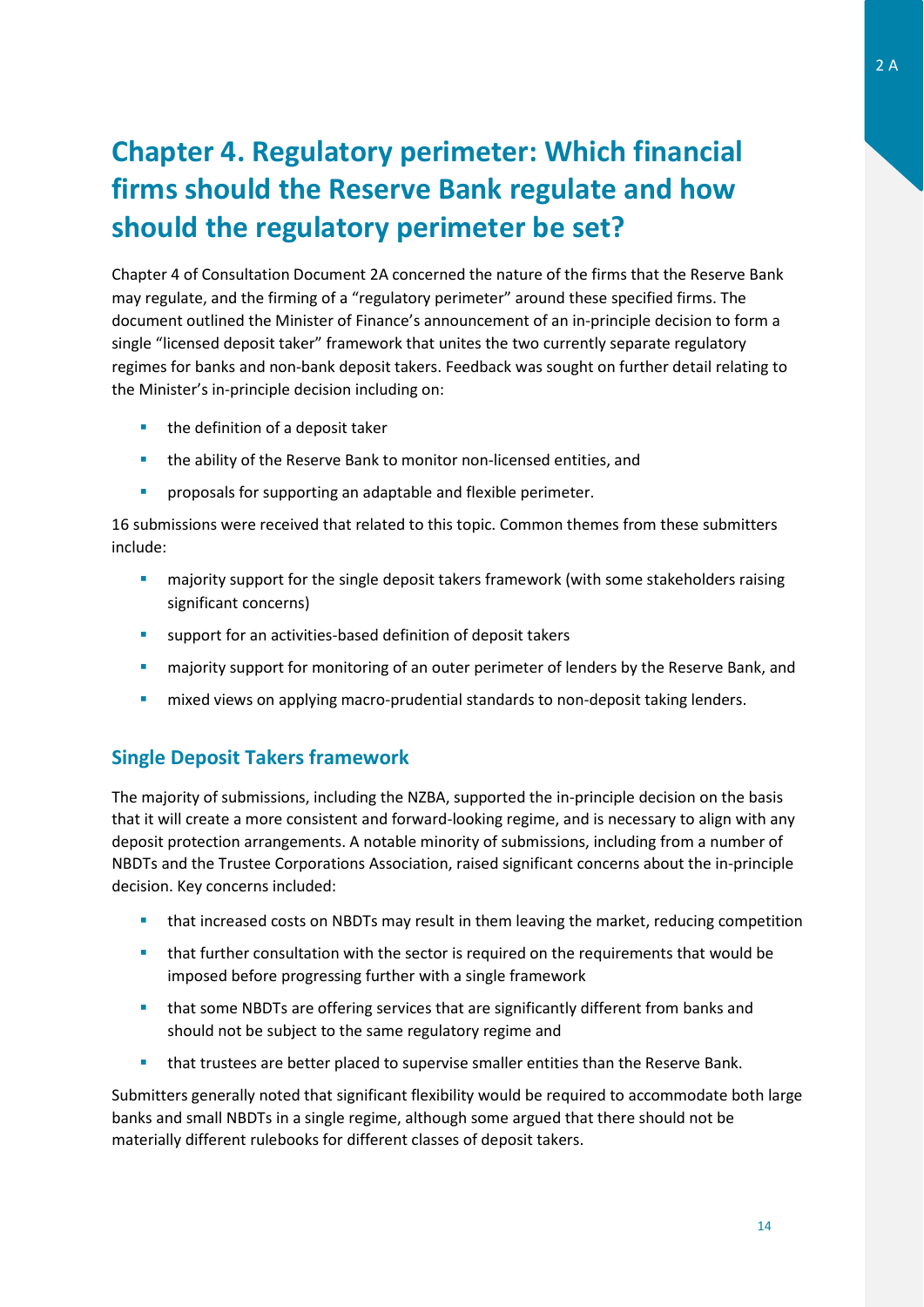# Chapter 4. Regulatory perimeter: Which financial firms should the Reserve Bank regulate and how should the regulatory perimeter be set?

Chapter 4 of Consultation Document 2A concerned the nature of the firms that the Reserve Bank may regulate, and the firming of a "regulatory perimeter" around these specified firms. The document outlined the Minister of Finance's announcement of an in-principle decision to form a single "licensed deposit taker" framework that unites the two currently separate regulatory regimes for banks and non-bank deposit takers. Feedback was sought on further detail relating to the Minister's in-principle decision including on:

- the definition of a deposit taker
- the ability of the Reserve Bank to monitor non-licensed entities, and
- proposals for supporting an adaptable and flexible perimeter.

16 submissions were received that related to this topic. Common themes from these submitters include:

- majority support for the single deposit takers framework (with some stakeholders raising significant concerns)
- support for an activities-based definition of deposit takers
- majority support for monitoring of an outer perimeter of lenders by the Reserve Bank, and
- mixed views on applying macro-prudential standards to non-deposit taking lenders.

## Single Deposit Takers framework

The majority of submissions, including the NZBA, supported the in-principle decision on the basis that it will create a more consistent and forward-looking regime, and is necessary to align with any deposit protection arrangements. A notable minority of submissions, including from a number of NBDTs and the Trustee Corporations Association, raised significant concerns about the in-principle decision. Key concerns included:

- that increased costs on NBDTs may result in them leaving the market, reducing competition
- that further consultation with the sector is required on the requirements that would be imposed before progressing further with a single framework
- that some NBDTs are offering services that are significantly different from banks and should not be subject to the same regulatory regime and
- that trustees are better placed to supervise smaller entities than the Reserve Bank.

Submitters generally noted that significant flexibility would be required to accommodate both large banks and small NBDTs in a single regime, although some argued that there should not be materially different rulebooks for different classes of deposit takers.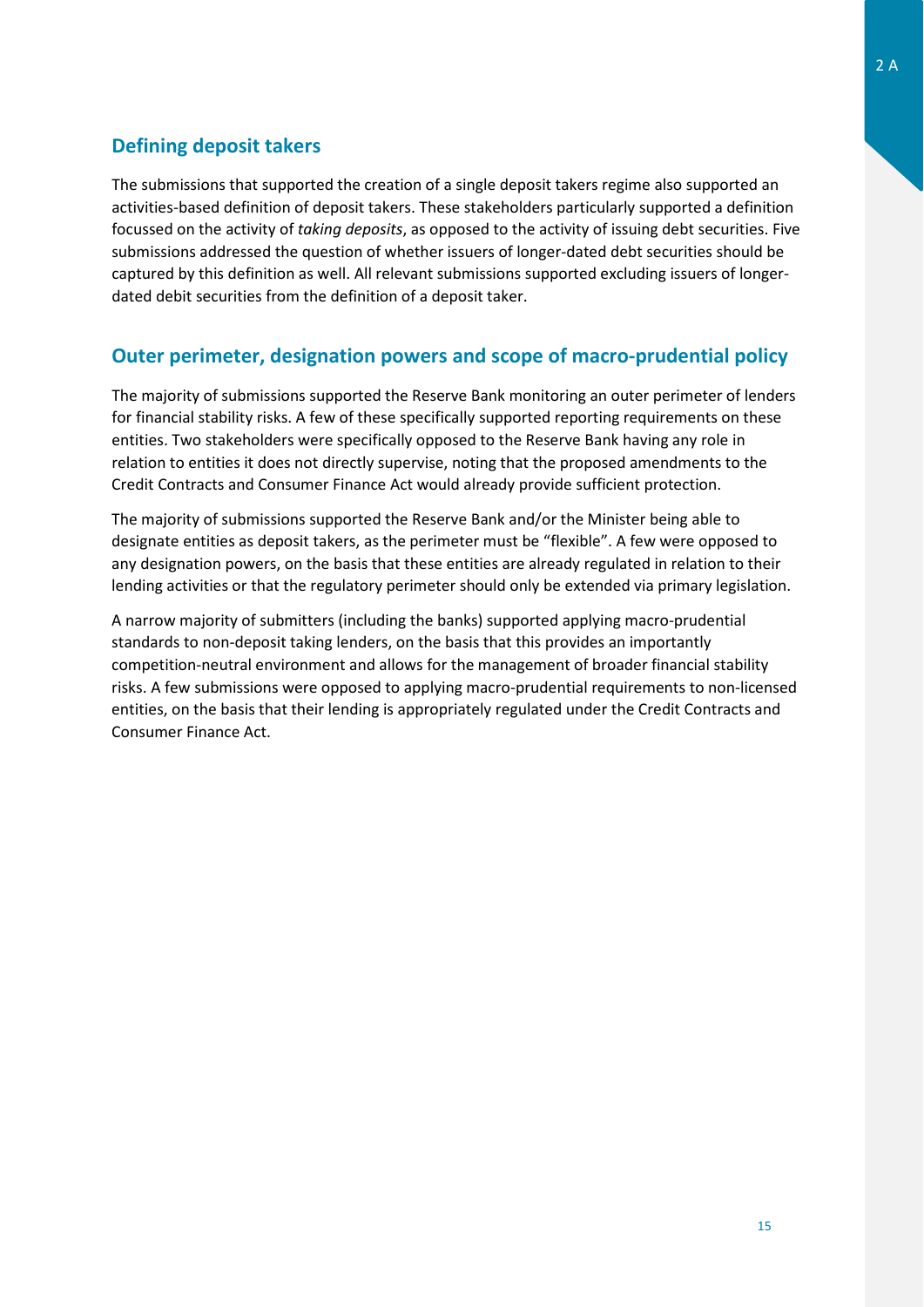## Defining deposit takers

The submissions that supported the creation of a single deposit takers regime also supported an activities-based definition of deposit takers. These stakeholders particularly supported a definition focussed on the activity of *taking deposits*, as opposed to the activity of issuing debt securities. Five submissions addressed the question of whether issuers of longer-dated debt securities should be captured by this definition as well. All relevant submissions supported excluding issuers of longer-dated debit securities from the definition of a deposit taker.

## Outer perimeter, designation powers and scope of macro-prudential policy

The majority of submissions supported the Reserve Bank monitoring an outer perimeter of lenders for financial stability risks. A few of these specifically supported reporting requirements on these entities. Two stakeholders were specifically opposed to the Reserve Bank having any role in relation to entities it does not directly supervise, noting that the proposed amendments to the Credit Contracts and Consumer Finance Act would already provide sufficient protection.

The majority of submissions supported the Reserve Bank and/or the Minister being able to designate entities as deposit takers, as the perimeter must be "flexible". A few were opposed to any designation powers, on the basis that these entities are already regulated in relation to their lending activities or that the regulatory perimeter should only be extended via primary legislation.

A narrow majority of submitters (including the banks) supported applying macro-prudential standards to non-deposit taking lenders, on the basis that this provides an importantly competition-neutral environment and allows for the management of broader financial stability risks. A few submissions were opposed to applying macro-prudential requirements to non-licensed entities, on the basis that their lending is appropriately regulated under the Credit Contracts and Consumer Finance Act.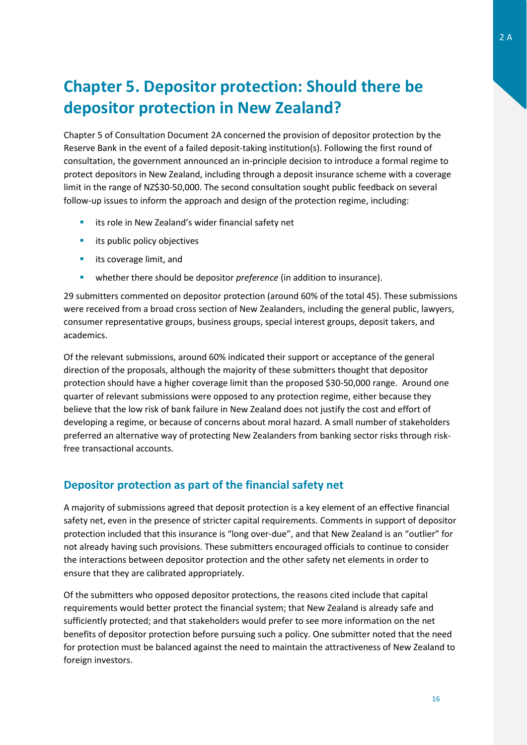# Chapter 5. Depositor protection: Should there be depositor protection in New Zealand?

Chapter 5 of Consultation Document 2A concerned the provision of depositor protection by the Reserve Bank in the event of a failed deposit-taking institution(s). Following the first round of consultation, the government announced an in-principle decision to introduce a formal regime to protect depositors in New Zealand, including through a deposit insurance scheme with a coverage limit in the range of NZ$30-50,000. The second consultation sought public feedback on several follow-up issues to inform the approach and design of the protection regime, including:

- its role in New Zealand's wider financial safety net
- its public policy objectives
- its coverage limit, and
- whether there should be depositor *preference* (in addition to insurance).

29 submitters commented on depositor protection (around 60% of the total 45). These submissions were received from a broad cross section of New Zealanders, including the general public, lawyers, consumer representative groups, business groups, special interest groups, deposit takers, and academics.

Of the relevant submissions, around 60% indicated their support or acceptance of the general direction of the proposals, although the majority of these submitters thought that depositor protection should have a higher coverage limit than the proposed $30-50,000 range. Around one quarter of relevant submissions were opposed to any protection regime, either because they believe that the low risk of bank failure in New Zealand does not justify the cost and effort of developing a regime, or because of concerns about moral hazard. A small number of stakeholders preferred an alternative way of protecting New Zealanders from banking sector risks through risk-free transactional accounts.

## Depositor protection as part of the financial safety net

A majority of submissions agreed that deposit protection is a key element of an effective financial safety net, even in the presence of stricter capital requirements. Comments in support of depositor protection included that this insurance is "long over-due", and that New Zealand is an "outlier" for not already having such provisions. These submitters encouraged officials to continue to consider the interactions between depositor protection and the other safety net elements in order to ensure that they are calibrated appropriately.

Of the submitters who opposed depositor protections, the reasons cited include that capital requirements would better protect the financial system; that New Zealand is already safe and sufficiently protected; and that stakeholders would prefer to see more information on the net benefits of depositor protection before pursuing such a policy. One submitter noted that the need for protection must be balanced against the need to maintain the attractiveness of New Zealand to foreign investors.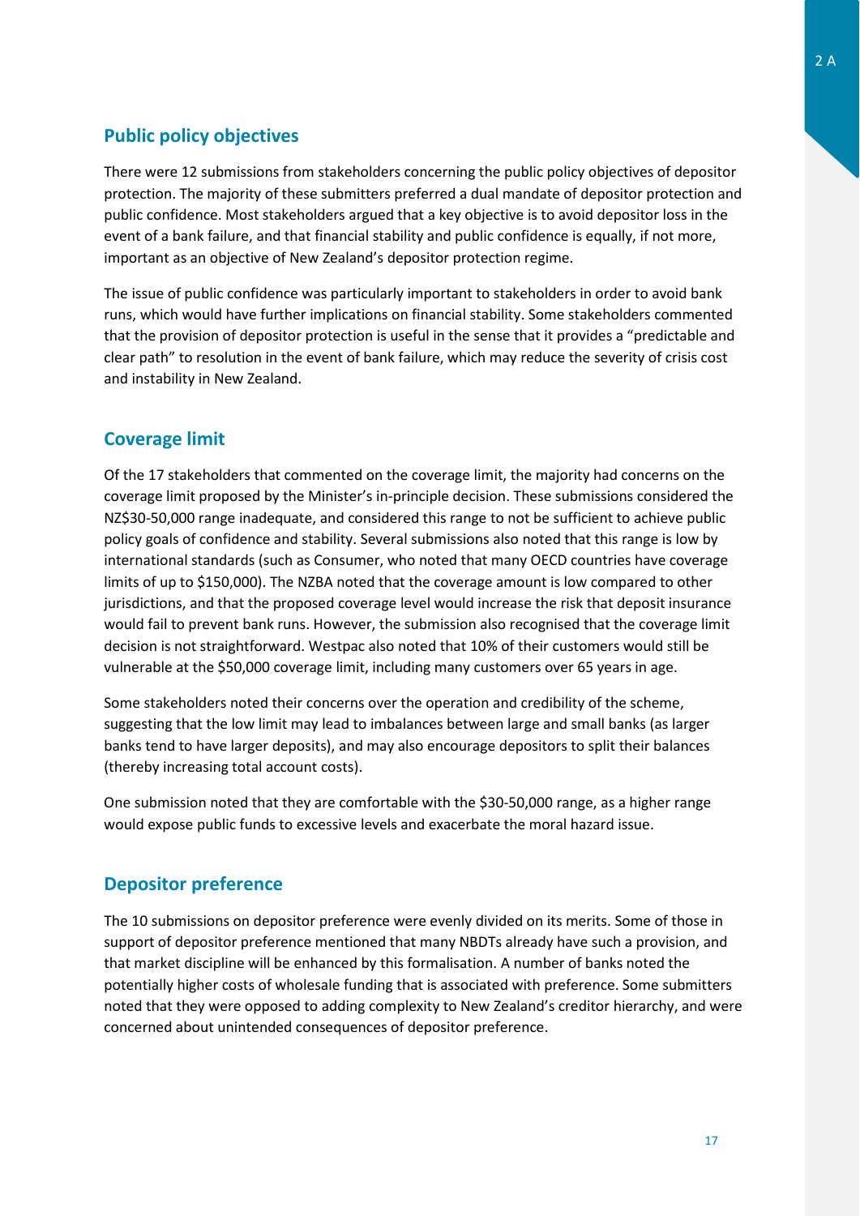## Public policy objectives

There were 12 submissions from stakeholders concerning the public policy objectives of depositor protection. The majority of these submitters preferred a dual mandate of depositor protection and public confidence. Most stakeholders argued that a key objective is to avoid depositor loss in the event of a bank failure, and that financial stability and public confidence is equally, if not more, important as an objective of New Zealand's depositor protection regime.

The issue of public confidence was particularly important to stakeholders in order to avoid bank runs, which would have further implications on financial stability. Some stakeholders commented that the provision of depositor protection is useful in the sense that it provides a "predictable and clear path" to resolution in the event of bank failure, which may reduce the severity of crisis cost and instability in New Zealand.

## Coverage limit

Of the 17 stakeholders that commented on the coverage limit, the majority had concerns on the coverage limit proposed by the Minister's in-principle decision. These submissions considered the NZ$30-50,000 range inadequate, and considered this range to not be sufficient to achieve public policy goals of confidence and stability. Several submissions also noted that this range is low by international standards (such as Consumer, who noted that many OECD countries have coverage limits of up to $150,000). The NZBA noted that the coverage amount is low compared to other jurisdictions, and that the proposed coverage level would increase the risk that deposit insurance would fail to prevent bank runs. However, the submission also recognised that the coverage limit decision is not straightforward. Westpac also noted that 10% of their customers would still be vulnerable at the $50,000 coverage limit, including many customers over 65 years in age.

Some stakeholders noted their concerns over the operation and credibility of the scheme, suggesting that the low limit may lead to imbalances between large and small banks (as larger banks tend to have larger deposits), and may also encourage depositors to split their balances (thereby increasing total account costs).

One submission noted that they are comfortable with the $30-50,000 range, as a higher range would expose public funds to excessive levels and exacerbate the moral hazard issue.

## Depositor preference

The 10 submissions on depositor preference were evenly divided on its merits. Some of those in support of depositor preference mentioned that many NBDTs already have such a provision, and that market discipline will be enhanced by this formalisation. A number of banks noted the potentially higher costs of wholesale funding that is associated with preference. Some submitters noted that they were opposed to adding complexity to New Zealand's creditor hierarchy, and were concerned about unintended consequences of depositor preference.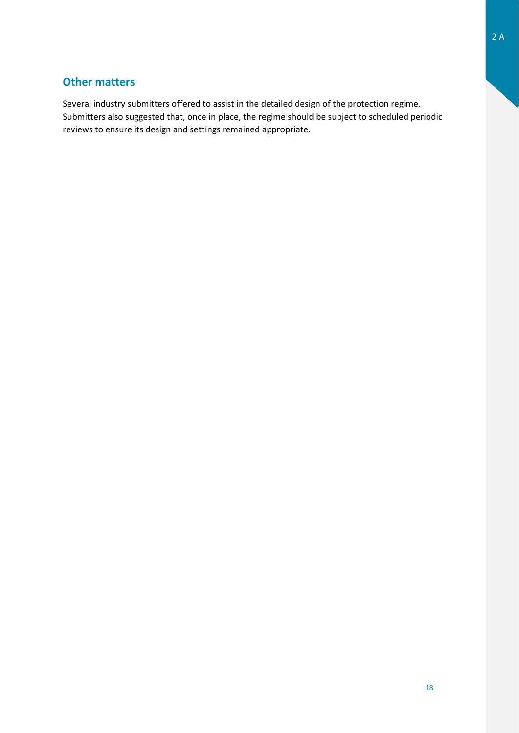## Other matters

Several industry submitters offered to assist in the detailed design of the protection regime. Submitters also suggested that, once in place, the regime should be subject to scheduled periodic reviews to ensure its design and settings remained appropriate.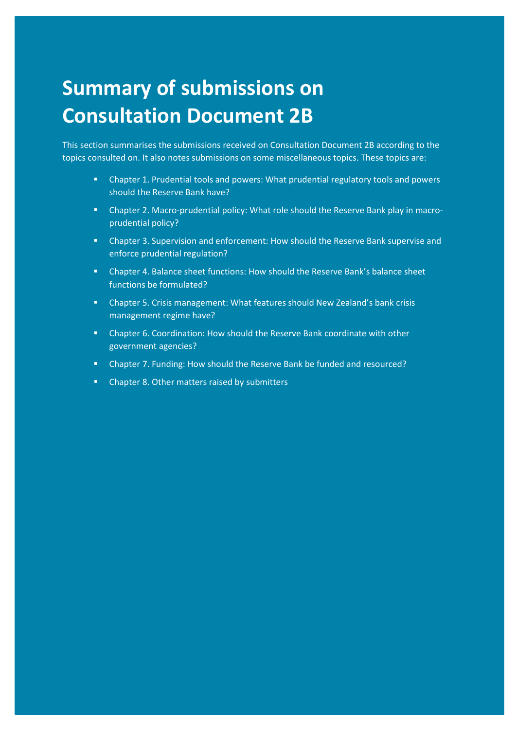# Summary of submissions on Consultation Document 2B

This section summarises the submissions received on Consultation Document 2B according to the topics consulted on. It also notes submissions on some miscellaneous topics. These topics are:

- Chapter 1. Prudential tools and powers: What prudential regulatory tools and powers should the Reserve Bank have?
- Chapter 2. Macro-prudential policy: What role should the Reserve Bank play in macro-prudential policy?
- Chapter 3. Supervision and enforcement: How should the Reserve Bank supervise and enforce prudential regulation?
- Chapter 4. Balance sheet functions: How should the Reserve Bank's balance sheet functions be formulated?
- Chapter 5. Crisis management: What features should New Zealand's bank crisis management regime have?
- Chapter 6. Coordination: How should the Reserve Bank coordinate with other government agencies?
- Chapter 7. Funding: How should the Reserve Bank be funded and resourced?
- Chapter 8. Other matters raised by submitters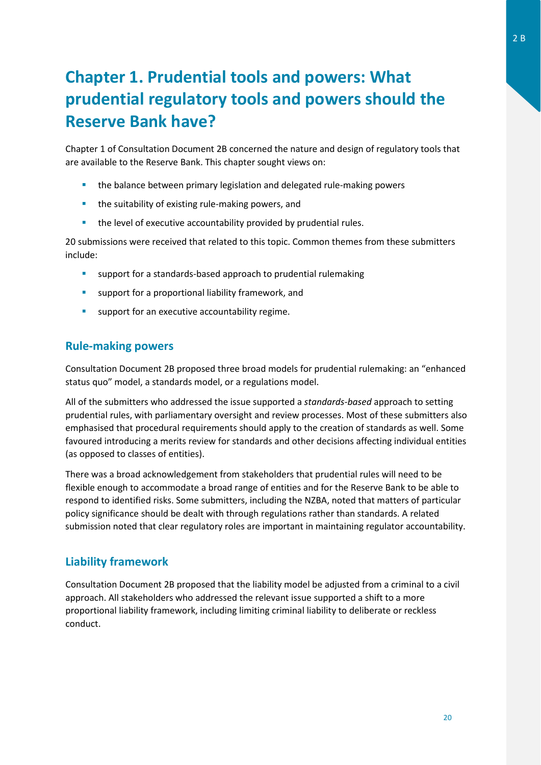# Chapter 1. Prudential tools and powers: What prudential regulatory tools and powers should the Reserve Bank have?

Chapter 1 of Consultation Document 2B concerned the nature and design of regulatory tools that are available to the Reserve Bank. This chapter sought views on:

- the balance between primary legislation and delegated rule-making powers
- the suitability of existing rule-making powers, and
- the level of executive accountability provided by prudential rules.

20 submissions were received that related to this topic. Common themes from these submitters include:

- support for a standards-based approach to prudential rulemaking
- support for a proportional liability framework, and
- support for an executive accountability regime.

## Rule-making powers

Consultation Document 2B proposed three broad models for prudential rulemaking: an "enhanced status quo" model, a standards model, or a regulations model.

All of the submitters who addressed the issue supported a *standards-based* approach to setting prudential rules, with parliamentary oversight and review processes. Most of these submitters also emphasised that procedural requirements should apply to the creation of standards as well. Some favoured introducing a merits review for standards and other decisions affecting individual entities (as opposed to classes of entities).

There was a broad acknowledgement from stakeholders that prudential rules will need to be flexible enough to accommodate a broad range of entities and for the Reserve Bank to be able to respond to identified risks. Some submitters, including the NZBA, noted that matters of particular policy significance should be dealt with through regulations rather than standards. A related submission noted that clear regulatory roles are important in maintaining regulator accountability.

## Liability framework

Consultation Document 2B proposed that the liability model be adjusted from a criminal to a civil approach. All stakeholders who addressed the relevant issue supported a shift to a more proportional liability framework, including limiting criminal liability to deliberate or reckless conduct.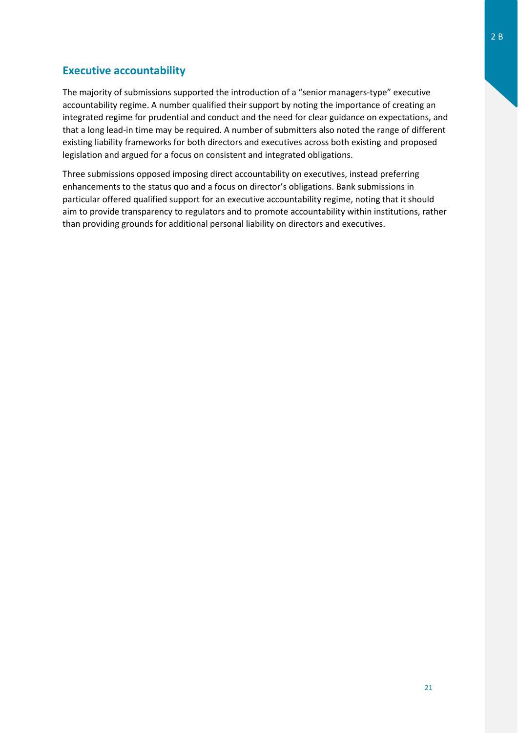## Executive accountability

The majority of submissions supported the introduction of a "senior managers-type" executive accountability regime. A number qualified their support by noting the importance of creating an integrated regime for prudential and conduct and the need for clear guidance on expectations, and that a long lead-in time may be required. A number of submitters also noted the range of different existing liability frameworks for both directors and executives across both existing and proposed legislation and argued for a focus on consistent and integrated obligations.

Three submissions opposed imposing direct accountability on executives, instead preferring enhancements to the status quo and a focus on director's obligations. Bank submissions in particular offered qualified support for an executive accountability regime, noting that it should aim to provide transparency to regulators and to promote accountability within institutions, rather than providing grounds for additional personal liability on directors and executives.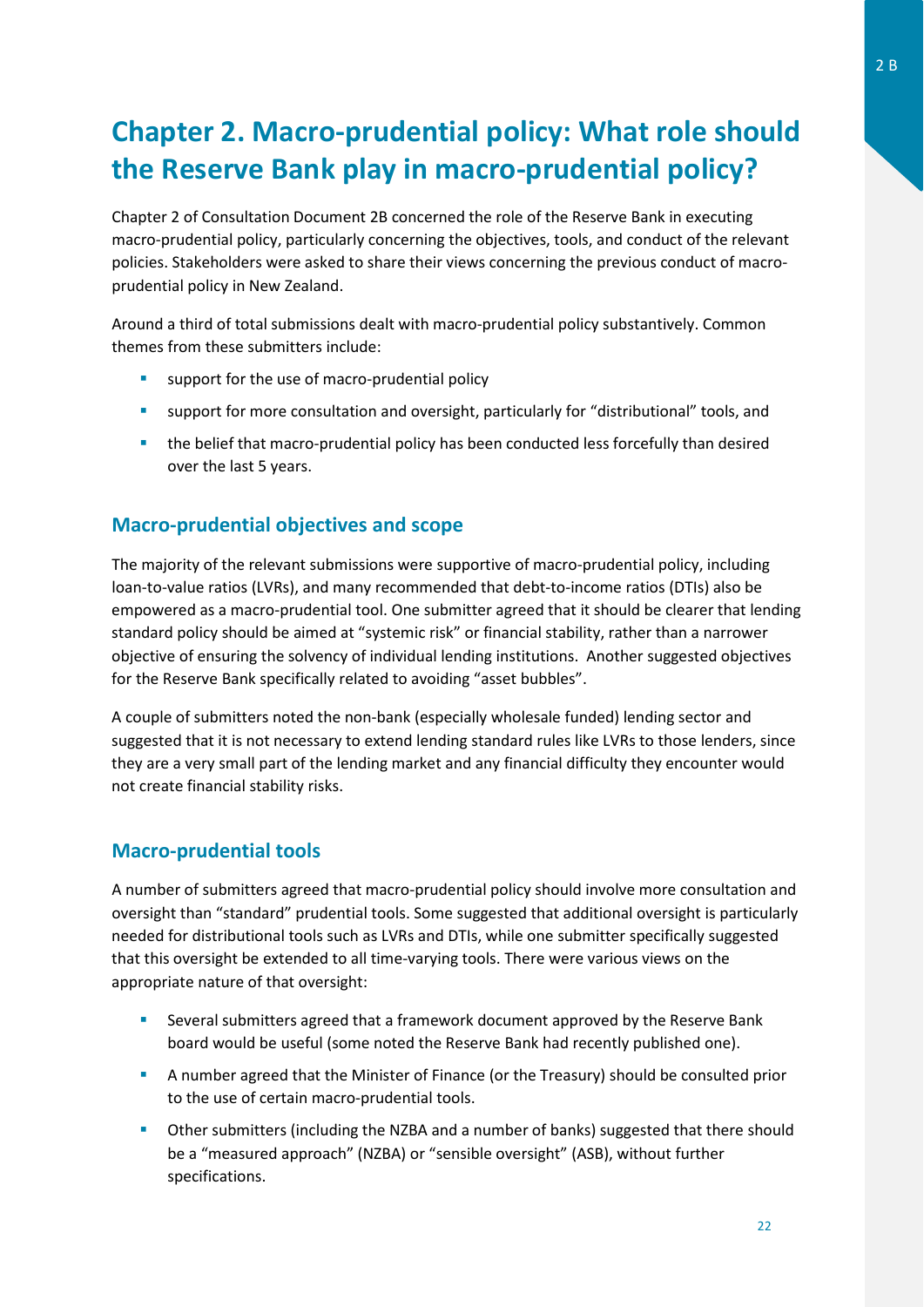# Chapter 2. Macro-prudential policy: What role should the Reserve Bank play in macro-prudential policy?

Chapter 2 of Consultation Document 2B concerned the role of the Reserve Bank in executing macro-prudential policy, particularly concerning the objectives, tools, and conduct of the relevant policies. Stakeholders were asked to share their views concerning the previous conduct of macro-prudential policy in New Zealand.

Around a third of total submissions dealt with macro-prudential policy substantively. Common themes from these submitters include:

- support for the use of macro-prudential policy
- support for more consultation and oversight, particularly for "distributional" tools, and
- the belief that macro-prudential policy has been conducted less forcefully than desired over the last 5 years.

## Macro-prudential objectives and scope

The majority of the relevant submissions were supportive of macro-prudential policy, including loan-to-value ratios (LVRs), and many recommended that debt-to-income ratios (DTIs) also be empowered as a macro-prudential tool. One submitter agreed that it should be clearer that lending standard policy should be aimed at "systemic risk" or financial stability, rather than a narrower objective of ensuring the solvency of individual lending institutions. Another suggested objectives for the Reserve Bank specifically related to avoiding "asset bubbles".

A couple of submitters noted the non-bank (especially wholesale funded) lending sector and suggested that it is not necessary to extend lending standard rules like LVRs to those lenders, since they are a very small part of the lending market and any financial difficulty they encounter would not create financial stability risks.

## Macro-prudential tools

A number of submitters agreed that macro-prudential policy should involve more consultation and oversight than "standard" prudential tools. Some suggested that additional oversight is particularly needed for distributional tools such as LVRs and DTIs, while one submitter specifically suggested that this oversight be extended to all time-varying tools. There were various views on the appropriate nature of that oversight:

- Several submitters agreed that a framework document approved by the Reserve Bank board would be useful (some noted the Reserve Bank had recently published one).
- A number agreed that the Minister of Finance (or the Treasury) should be consulted prior to the use of certain macro-prudential tools.
- Other submitters (including the NZBA and a number of banks) suggested that there should be a "measured approach" (NZBA) or "sensible oversight" (ASB), without further specifications.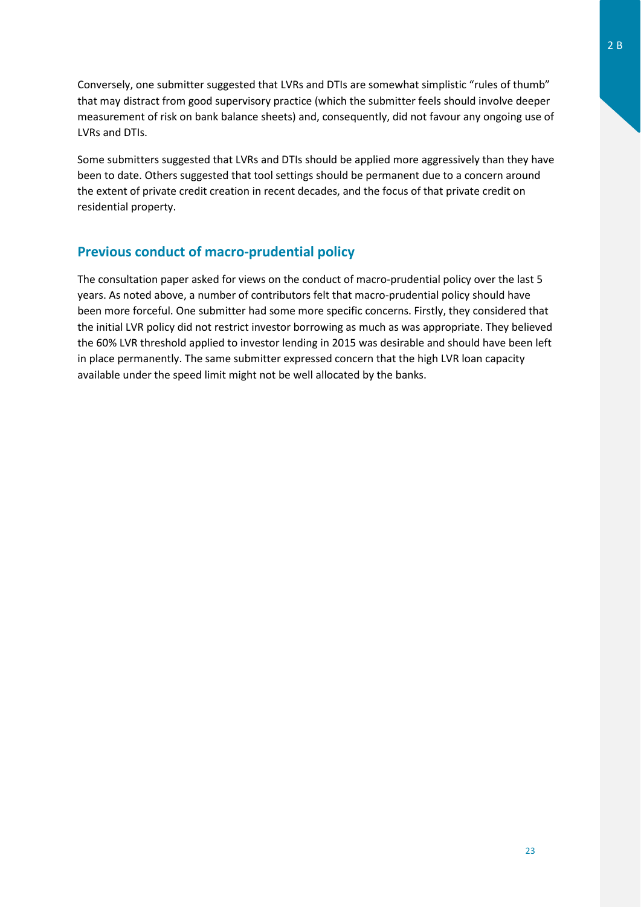Conversely, one submitter suggested that LVRs and DTIs are somewhat simplistic "rules of thumb" that may distract from good supervisory practice (which the submitter feels should involve deeper measurement of risk on bank balance sheets) and, consequently, did not favour any ongoing use of LVRs and DTIs.

Some submitters suggested that LVRs and DTIs should be applied more aggressively than they have been to date. Others suggested that tool settings should be permanent due to a concern around the extent of private credit creation in recent decades, and the focus of that private credit on residential property.

## Previous conduct of macro-prudential policy

The consultation paper asked for views on the conduct of macro-prudential policy over the last 5 years. As noted above, a number of contributors felt that macro-prudential policy should have been more forceful. One submitter had some more specific concerns. Firstly, they considered that the initial LVR policy did not restrict investor borrowing as much as was appropriate. They believed the 60% LVR threshold applied to investor lending in 2015 was desirable and should have been left in place permanently. The same submitter expressed concern that the high LVR loan capacity available under the speed limit might not be well allocated by the banks.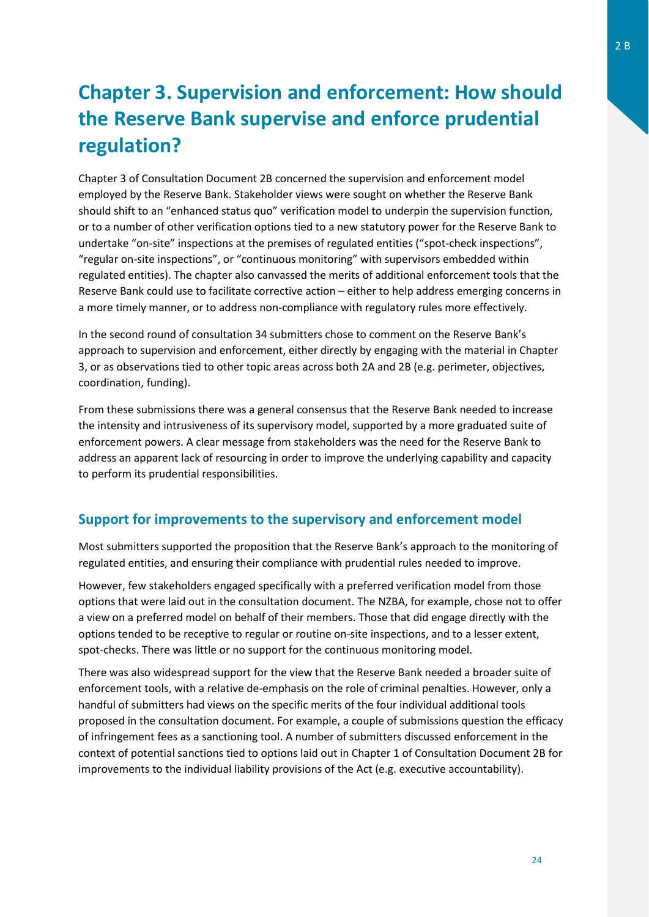# Chapter 3. Supervision and enforcement: How should the Reserve Bank supervise and enforce prudential regulation?

Chapter 3 of Consultation Document 2B concerned the supervision and enforcement model employed by the Reserve Bank. Stakeholder views were sought on whether the Reserve Bank should shift to an "enhanced status quo" verification model to underpin the supervision function, or to a number of other verification options tied to a new statutory power for the Reserve Bank to undertake "on-site" inspections at the premises of regulated entities ("spot-check inspections", "regular on-site inspections", or "continuous monitoring" with supervisors embedded within regulated entities). The chapter also canvassed the merits of additional enforcement tools that the Reserve Bank could use to facilitate corrective action – either to help address emerging concerns in a more timely manner, or to address non-compliance with regulatory rules more effectively.

In the second round of consultation 34 submitters chose to comment on the Reserve Bank's approach to supervision and enforcement, either directly by engaging with the material in Chapter 3, or as observations tied to other topic areas across both 2A and 2B (e.g. perimeter, objectives, coordination, funding).

From these submissions there was a general consensus that the Reserve Bank needed to increase the intensity and intrusiveness of its supervisory model, supported by a more graduated suite of enforcement powers. A clear message from stakeholders was the need for the Reserve Bank to address an apparent lack of resourcing in order to improve the underlying capability and capacity to perform its prudential responsibilities.

## Support for improvements to the supervisory and enforcement model

Most submitters supported the proposition that the Reserve Bank's approach to the monitoring of regulated entities, and ensuring their compliance with prudential rules needed to improve.

However, few stakeholders engaged specifically with a preferred verification model from those options that were laid out in the consultation document. The NZBA, for example, chose not to offer a view on a preferred model on behalf of their members. Those that did engage directly with the options tended to be receptive to regular or routine on-site inspections, and to a lesser extent, spot-checks. There was little or no support for the continuous monitoring model.

There was also widespread support for the view that the Reserve Bank needed a broader suite of enforcement tools, with a relative de-emphasis on the role of criminal penalties. However, only a handful of submitters had views on the specific merits of the four individual additional tools proposed in the consultation document. For example, a couple of submissions question the efficacy of infringement fees as a sanctioning tool. A number of submitters discussed enforcement in the context of potential sanctions tied to options laid out in Chapter 1 of Consultation Document 2B for improvements to the individual liability provisions of the Act (e.g. executive accountability).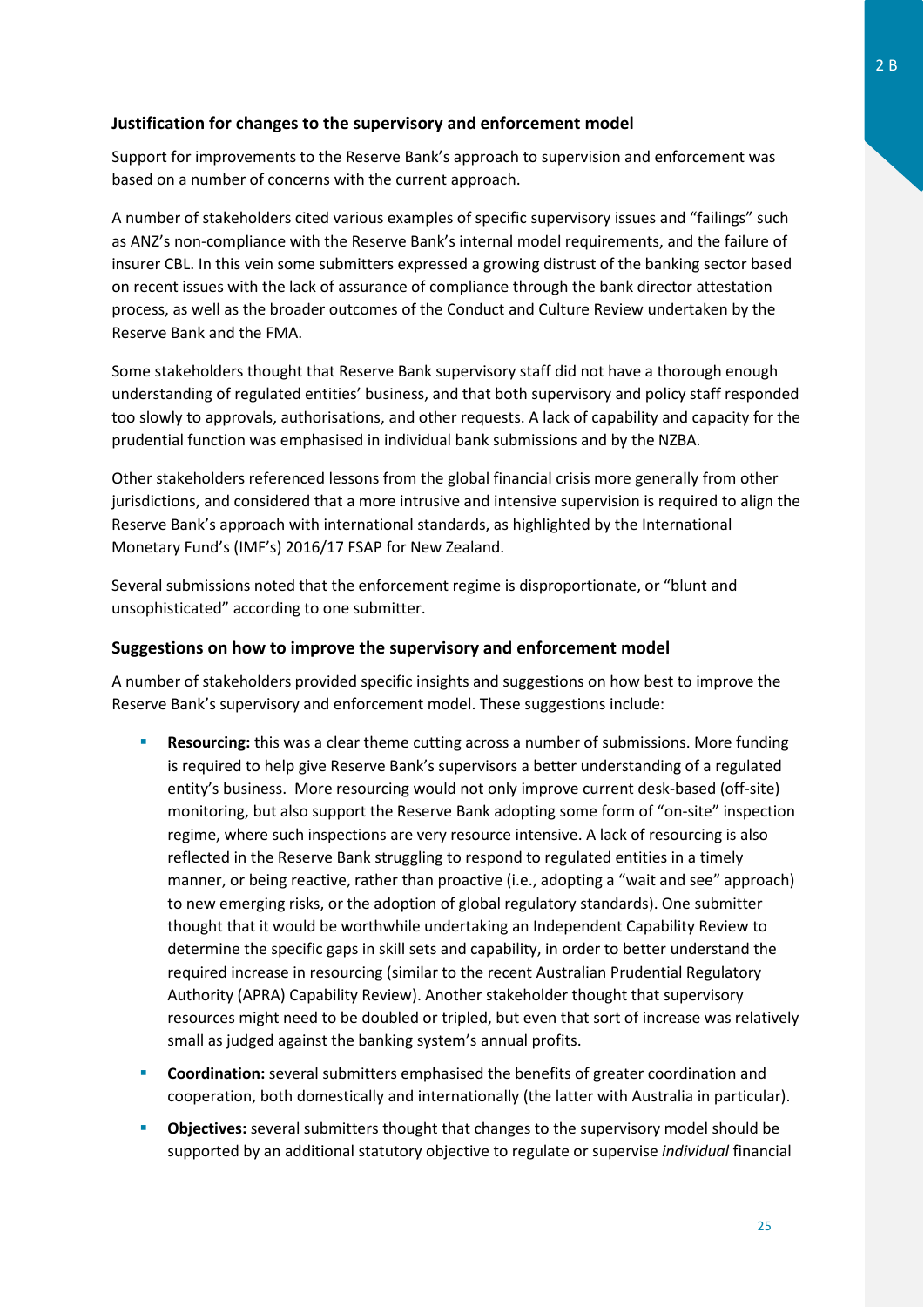### Justification for changes to the supervisory and enforcement model

Support for improvements to the Reserve Bank's approach to supervision and enforcement was based on a number of concerns with the current approach.

A number of stakeholders cited various examples of specific supervisory issues and "failings" such as ANZ's non-compliance with the Reserve Bank's internal model requirements, and the failure of insurer CBL. In this vein some submitters expressed a growing distrust of the banking sector based on recent issues with the lack of assurance of compliance through the bank director attestation process, as well as the broader outcomes of the Conduct and Culture Review undertaken by the Reserve Bank and the FMA.

Some stakeholders thought that Reserve Bank supervisory staff did not have a thorough enough understanding of regulated entities' business, and that both supervisory and policy staff responded too slowly to approvals, authorisations, and other requests. A lack of capability and capacity for the prudential function was emphasised in individual bank submissions and by the NZBA.

Other stakeholders referenced lessons from the global financial crisis more generally from other jurisdictions, and considered that a more intrusive and intensive supervision is required to align the Reserve Bank's approach with international standards, as highlighted by the International Monetary Fund's (IMF's) 2016/17 FSAP for New Zealand.

Several submissions noted that the enforcement regime is disproportionate, or "blunt and unsophisticated" according to one submitter.

### Suggestions on how to improve the supervisory and enforcement model

A number of stakeholders provided specific insights and suggestions on how best to improve the Reserve Bank's supervisory and enforcement model. These suggestions include:

- **Resourcing:** this was a clear theme cutting across a number of submissions. More funding is required to help give Reserve Bank's supervisors a better understanding of a regulated entity's business. More resourcing would not only improve current desk-based (off-site) monitoring, but also support the Reserve Bank adopting some form of "on-site" inspection regime, where such inspections are very resource intensive. A lack of resourcing is also reflected in the Reserve Bank struggling to respond to regulated entities in a timely manner, or being reactive, rather than proactive (i.e., adopting a "wait and see" approach) to new emerging risks, or the adoption of global regulatory standards). One submitter thought that it would be worthwhile undertaking an Independent Capability Review to determine the specific gaps in skill sets and capability, in order to better understand the required increase in resourcing (similar to the recent Australian Prudential Regulatory Authority (APRA) Capability Review). Another stakeholder thought that supervisory resources might need to be doubled or tripled, but even that sort of increase was relatively small as judged against the banking system's annual profits.
- **Coordination:** several submitters emphasised the benefits of greater coordination and cooperation, both domestically and internationally (the latter with Australia in particular).
- **Objectives:** several submitters thought that changes to the supervisory model should be supported by an additional statutory objective to regulate or supervise *individual* financial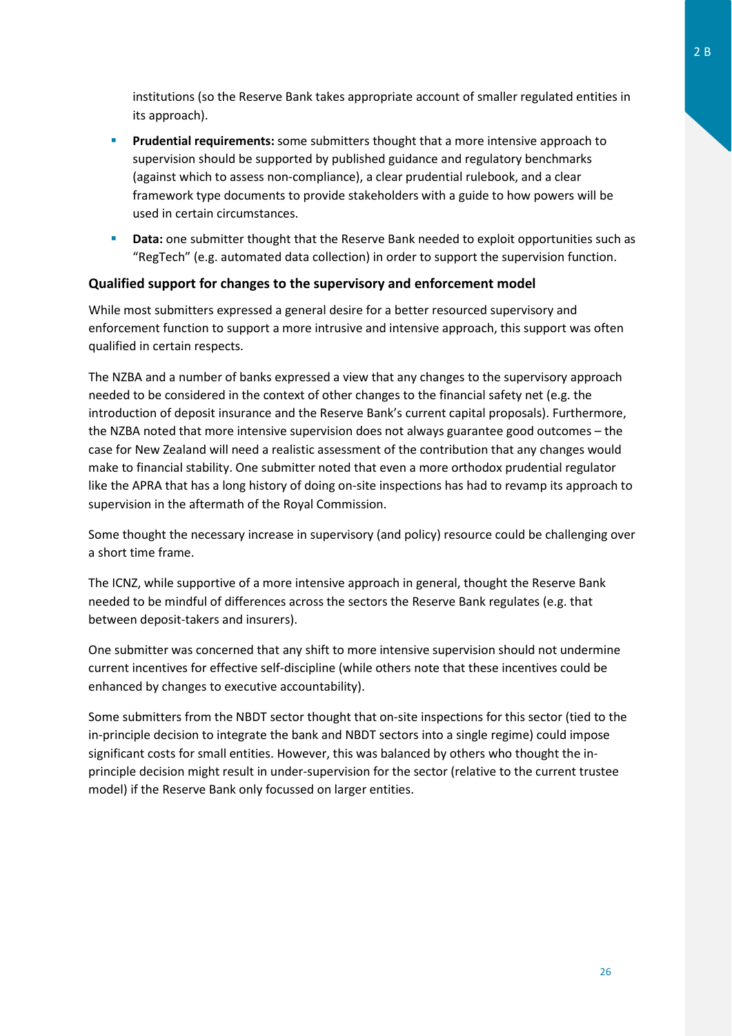institutions (so the Reserve Bank takes appropriate account of smaller regulated entities in its approach).

- **Prudential requirements:** some submitters thought that a more intensive approach to supervision should be supported by published guidance and regulatory benchmarks (against which to assess non-compliance), a clear prudential rulebook, and a clear framework type documents to provide stakeholders with a guide to how powers will be used in certain circumstances.
- **Data:** one submitter thought that the Reserve Bank needed to exploit opportunities such as "RegTech" (e.g. automated data collection) in order to support the supervision function.

### Qualified support for changes to the supervisory and enforcement model

While most submitters expressed a general desire for a better resourced supervisory and enforcement function to support a more intrusive and intensive approach, this support was often qualified in certain respects.

The NZBA and a number of banks expressed a view that any changes to the supervisory approach needed to be considered in the context of other changes to the financial safety net (e.g. the introduction of deposit insurance and the Reserve Bank's current capital proposals). Furthermore, the NZBA noted that more intensive supervision does not always guarantee good outcomes – the case for New Zealand will need a realistic assessment of the contribution that any changes would make to financial stability. One submitter noted that even a more orthodox prudential regulator like the APRA that has a long history of doing on-site inspections has had to revamp its approach to supervision in the aftermath of the Royal Commission.

Some thought the necessary increase in supervisory (and policy) resource could be challenging over a short time frame.

The ICNZ, while supportive of a more intensive approach in general, thought the Reserve Bank needed to be mindful of differences across the sectors the Reserve Bank regulates (e.g. that between deposit-takers and insurers).

One submitter was concerned that any shift to more intensive supervision should not undermine current incentives for effective self-discipline (while others note that these incentives could be enhanced by changes to executive accountability).

Some submitters from the NBDT sector thought that on-site inspections for this sector (tied to the in-principle decision to integrate the bank and NBDT sectors into a single regime) could impose significant costs for small entities. However, this was balanced by others who thought the in-principle decision might result in under-supervision for the sector (relative to the current trustee model) if the Reserve Bank only focussed on larger entities.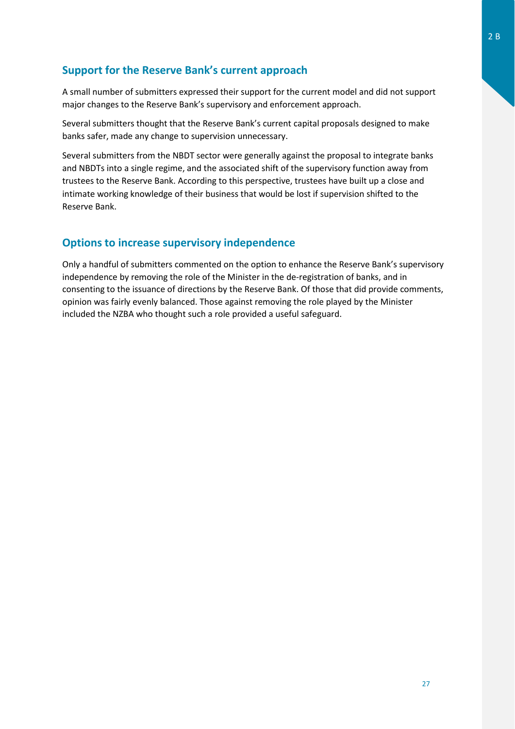## Support for the Reserve Bank's current approach

A small number of submitters expressed their support for the current model and did not support major changes to the Reserve Bank's supervisory and enforcement approach.

Several submitters thought that the Reserve Bank's current capital proposals designed to make banks safer, made any change to supervision unnecessary.

Several submitters from the NBDT sector were generally against the proposal to integrate banks and NBDTs into a single regime, and the associated shift of the supervisory function away from trustees to the Reserve Bank. According to this perspective, trustees have built up a close and intimate working knowledge of their business that would be lost if supervision shifted to the Reserve Bank.

## Options to increase supervisory independence

Only a handful of submitters commented on the option to enhance the Reserve Bank's supervisory independence by removing the role of the Minister in the de-registration of banks, and in consenting to the issuance of directions by the Reserve Bank. Of those that did provide comments, opinion was fairly evenly balanced. Those against removing the role played by the Minister included the NZBA who thought such a role provided a useful safeguard.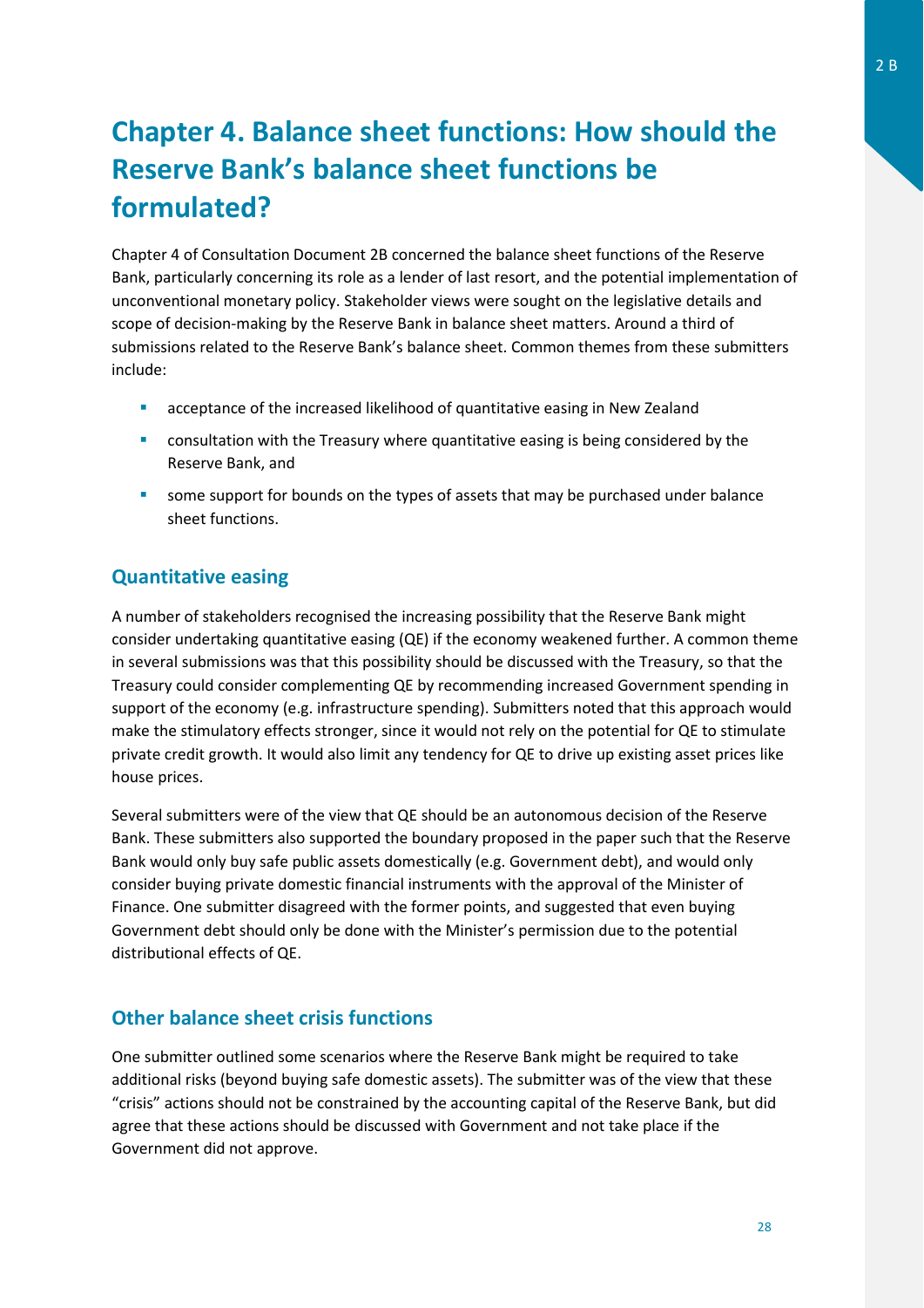# Chapter 4. Balance sheet functions: How should the Reserve Bank's balance sheet functions be formulated?

Chapter 4 of Consultation Document 2B concerned the balance sheet functions of the Reserve Bank, particularly concerning its role as a lender of last resort, and the potential implementation of unconventional monetary policy. Stakeholder views were sought on the legislative details and scope of decision-making by the Reserve Bank in balance sheet matters. Around a third of submissions related to the Reserve Bank's balance sheet. Common themes from these submitters include:

- acceptance of the increased likelihood of quantitative easing in New Zealand
- consultation with the Treasury where quantitative easing is being considered by the Reserve Bank, and
- some support for bounds on the types of assets that may be purchased under balance sheet functions.

## Quantitative easing

A number of stakeholders recognised the increasing possibility that the Reserve Bank might consider undertaking quantitative easing (QE) if the economy weakened further. A common theme in several submissions was that this possibility should be discussed with the Treasury, so that the Treasury could consider complementing QE by recommending increased Government spending in support of the economy (e.g. infrastructure spending). Submitters noted that this approach would make the stimulatory effects stronger, since it would not rely on the potential for QE to stimulate private credit growth. It would also limit any tendency for QE to drive up existing asset prices like house prices.

Several submitters were of the view that QE should be an autonomous decision of the Reserve Bank. These submitters also supported the boundary proposed in the paper such that the Reserve Bank would only buy safe public assets domestically (e.g. Government debt), and would only consider buying private domestic financial instruments with the approval of the Minister of Finance. One submitter disagreed with the former points, and suggested that even buying Government debt should only be done with the Minister's permission due to the potential distributional effects of QE.

## Other balance sheet crisis functions

One submitter outlined some scenarios where the Reserve Bank might be required to take additional risks (beyond buying safe domestic assets). The submitter was of the view that these "crisis" actions should not be constrained by the accounting capital of the Reserve Bank, but did agree that these actions should be discussed with Government and not take place if the Government did not approve.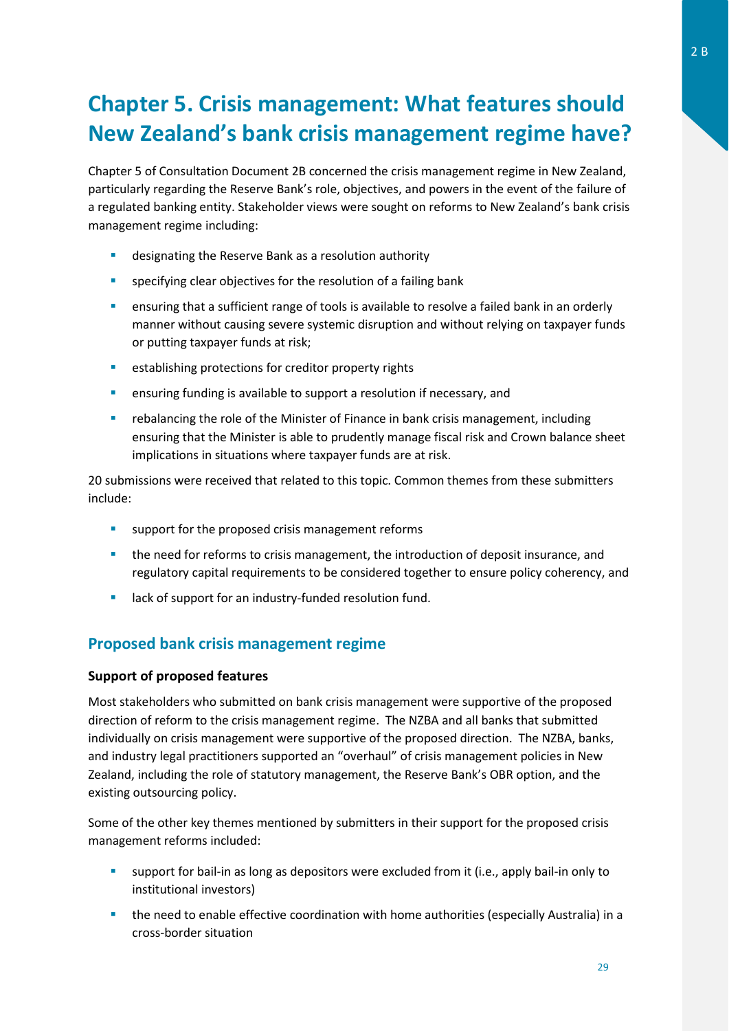# Chapter 5. Crisis management: What features should New Zealand's bank crisis management regime have?

Chapter 5 of Consultation Document 2B concerned the crisis management regime in New Zealand, particularly regarding the Reserve Bank's role, objectives, and powers in the event of the failure of a regulated banking entity. Stakeholder views were sought on reforms to New Zealand's bank crisis management regime including:

- designating the Reserve Bank as a resolution authority
- specifying clear objectives for the resolution of a failing bank
- ensuring that a sufficient range of tools is available to resolve a failed bank in an orderly manner without causing severe systemic disruption and without relying on taxpayer funds or putting taxpayer funds at risk;
- establishing protections for creditor property rights
- ensuring funding is available to support a resolution if necessary, and
- rebalancing the role of the Minister of Finance in bank crisis management, including ensuring that the Minister is able to prudently manage fiscal risk and Crown balance sheet implications in situations where taxpayer funds are at risk.

20 submissions were received that related to this topic. Common themes from these submitters include:

- support for the proposed crisis management reforms
- the need for reforms to crisis management, the introduction of deposit insurance, and regulatory capital requirements to be considered together to ensure policy coherency, and
- lack of support for an industry-funded resolution fund.

## Proposed bank crisis management regime

### Support of proposed features

Most stakeholders who submitted on bank crisis management were supportive of the proposed direction of reform to the crisis management regime. The NZBA and all banks that submitted individually on crisis management were supportive of the proposed direction. The NZBA, banks, and industry legal practitioners supported an "overhaul" of crisis management policies in New Zealand, including the role of statutory management, the Reserve Bank's OBR option, and the existing outsourcing policy.

Some of the other key themes mentioned by submitters in their support for the proposed crisis management reforms included:

- support for bail-in as long as depositors were excluded from it (i.e., apply bail-in only to institutional investors)
- the need to enable effective coordination with home authorities (especially Australia) in a cross-border situation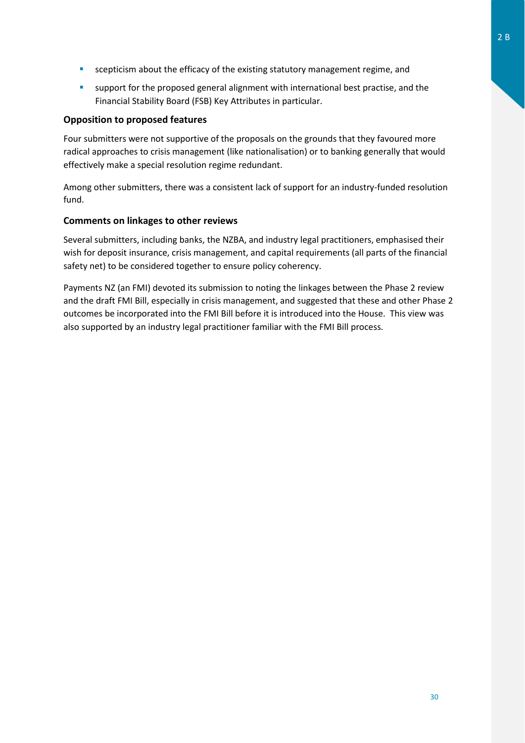- scepticism about the efficacy of the existing statutory management regime, and
- support for the proposed general alignment with international best practise, and the Financial Stability Board (FSB) Key Attributes in particular.

### Opposition to proposed features

Four submitters were not supportive of the proposals on the grounds that they favoured more radical approaches to crisis management (like nationalisation) or to banking generally that would effectively make a special resolution regime redundant.

Among other submitters, there was a consistent lack of support for an industry-funded resolution fund.

### Comments on linkages to other reviews

Several submitters, including banks, the NZBA, and industry legal practitioners, emphasised their wish for deposit insurance, crisis management, and capital requirements (all parts of the financial safety net) to be considered together to ensure policy coherency.

Payments NZ (an FMI) devoted its submission to noting the linkages between the Phase 2 review and the draft FMI Bill, especially in crisis management, and suggested that these and other Phase 2 outcomes be incorporated into the FMI Bill before it is introduced into the House. This view was also supported by an industry legal practitioner familiar with the FMI Bill process.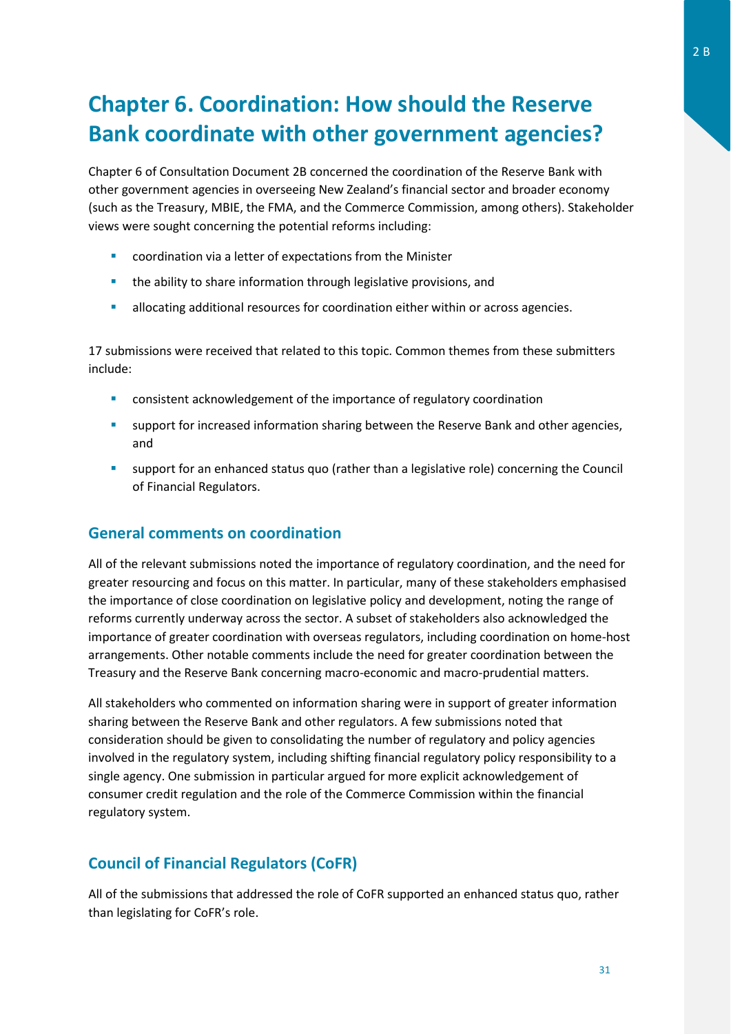# Chapter 6. Coordination: How should the Reserve Bank coordinate with other government agencies?

Chapter 6 of Consultation Document 2B concerned the coordination of the Reserve Bank with other government agencies in overseeing New Zealand's financial sector and broader economy (such as the Treasury, MBIE, the FMA, and the Commerce Commission, among others). Stakeholder views were sought concerning the potential reforms including:

- coordination via a letter of expectations from the Minister
- the ability to share information through legislative provisions, and
- allocating additional resources for coordination either within or across agencies.

17 submissions were received that related to this topic. Common themes from these submitters include:

- consistent acknowledgement of the importance of regulatory coordination
- support for increased information sharing between the Reserve Bank and other agencies, and
- support for an enhanced status quo (rather than a legislative role) concerning the Council of Financial Regulators.

## General comments on coordination

All of the relevant submissions noted the importance of regulatory coordination, and the need for greater resourcing and focus on this matter. In particular, many of these stakeholders emphasised the importance of close coordination on legislative policy and development, noting the range of reforms currently underway across the sector. A subset of stakeholders also acknowledged the importance of greater coordination with overseas regulators, including coordination on home-host arrangements. Other notable comments include the need for greater coordination between the Treasury and the Reserve Bank concerning macro-economic and macro-prudential matters.

All stakeholders who commented on information sharing were in support of greater information sharing between the Reserve Bank and other regulators. A few submissions noted that consideration should be given to consolidating the number of regulatory and policy agencies involved in the regulatory system, including shifting financial regulatory policy responsibility to a single agency. One submission in particular argued for more explicit acknowledgement of consumer credit regulation and the role of the Commerce Commission within the financial regulatory system.

## Council of Financial Regulators (CoFR)

All of the submissions that addressed the role of CoFR supported an enhanced status quo, rather than legislating for CoFR's role.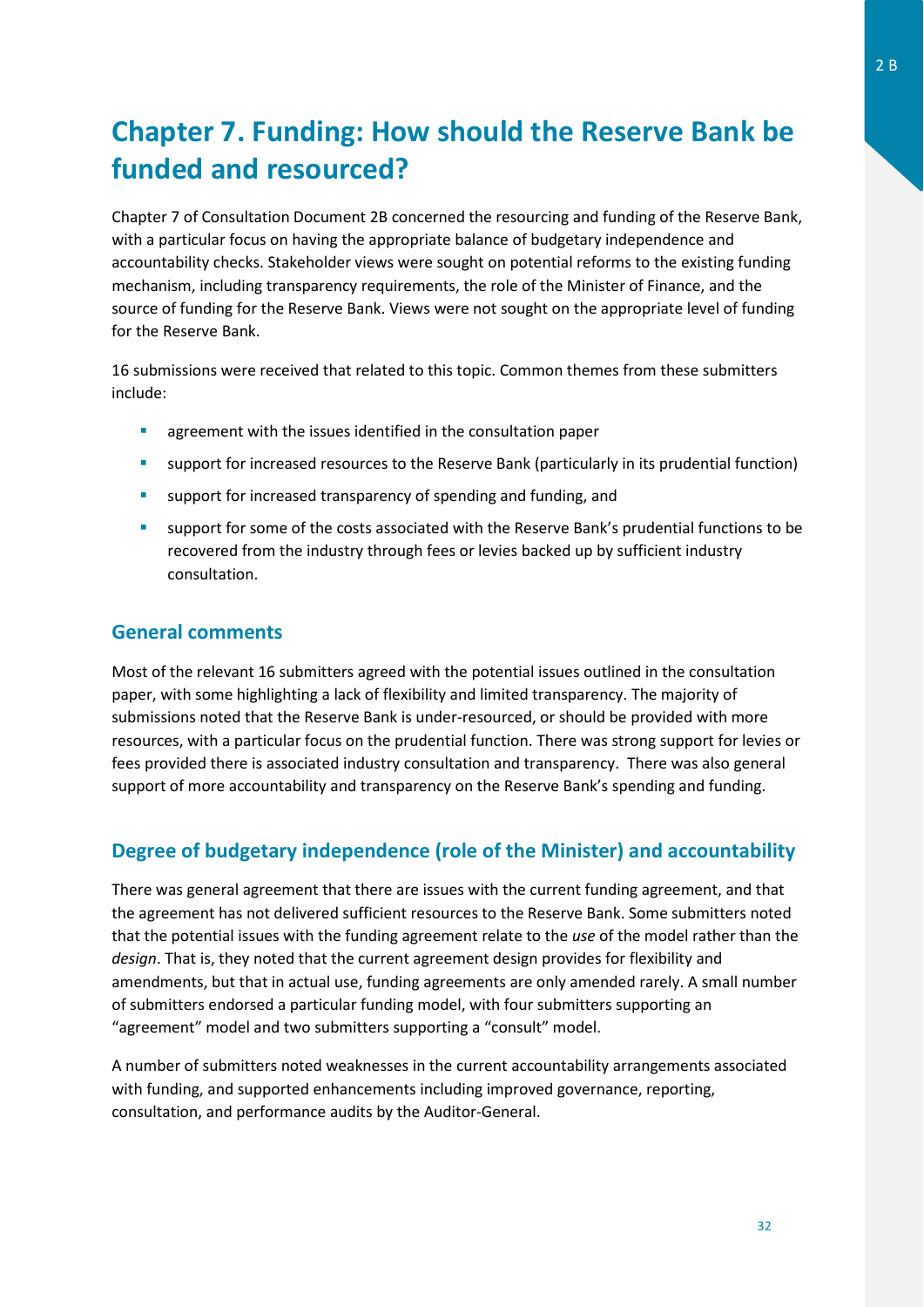# Chapter 7. Funding: How should the Reserve Bank be funded and resourced?

Chapter 7 of Consultation Document 2B concerned the resourcing and funding of the Reserve Bank, with a particular focus on having the appropriate balance of budgetary independence and accountability checks. Stakeholder views were sought on potential reforms to the existing funding mechanism, including transparency requirements, the role of the Minister of Finance, and the source of funding for the Reserve Bank. Views were not sought on the appropriate level of funding for the Reserve Bank.

16 submissions were received that related to this topic. Common themes from these submitters include:

- agreement with the issues identified in the consultation paper
- support for increased resources to the Reserve Bank (particularly in its prudential function)
- support for increased transparency of spending and funding, and
- support for some of the costs associated with the Reserve Bank's prudential functions to be recovered from the industry through fees or levies backed up by sufficient industry consultation.

## General comments

Most of the relevant 16 submitters agreed with the potential issues outlined in the consultation paper, with some highlighting a lack of flexibility and limited transparency. The majority of submissions noted that the Reserve Bank is under-resourced, or should be provided with more resources, with a particular focus on the prudential function. There was strong support for levies or fees provided there is associated industry consultation and transparency. There was also general support of more accountability and transparency on the Reserve Bank's spending and funding.

## Degree of budgetary independence (role of the Minister) and accountability

There was general agreement that there are issues with the current funding agreement, and that the agreement has not delivered sufficient resources to the Reserve Bank. Some submitters noted that the potential issues with the funding agreement relate to the *use* of the model rather than the *design*. That is, they noted that the current agreement design provides for flexibility and amendments, but that in actual use, funding agreements are only amended rarely. A small number of submitters endorsed a particular funding model, with four submitters supporting an "agreement" model and two submitters supporting a "consult" model.

A number of submitters noted weaknesses in the current accountability arrangements associated with funding, and supported enhancements including improved governance, reporting, consultation, and performance audits by the Auditor-General.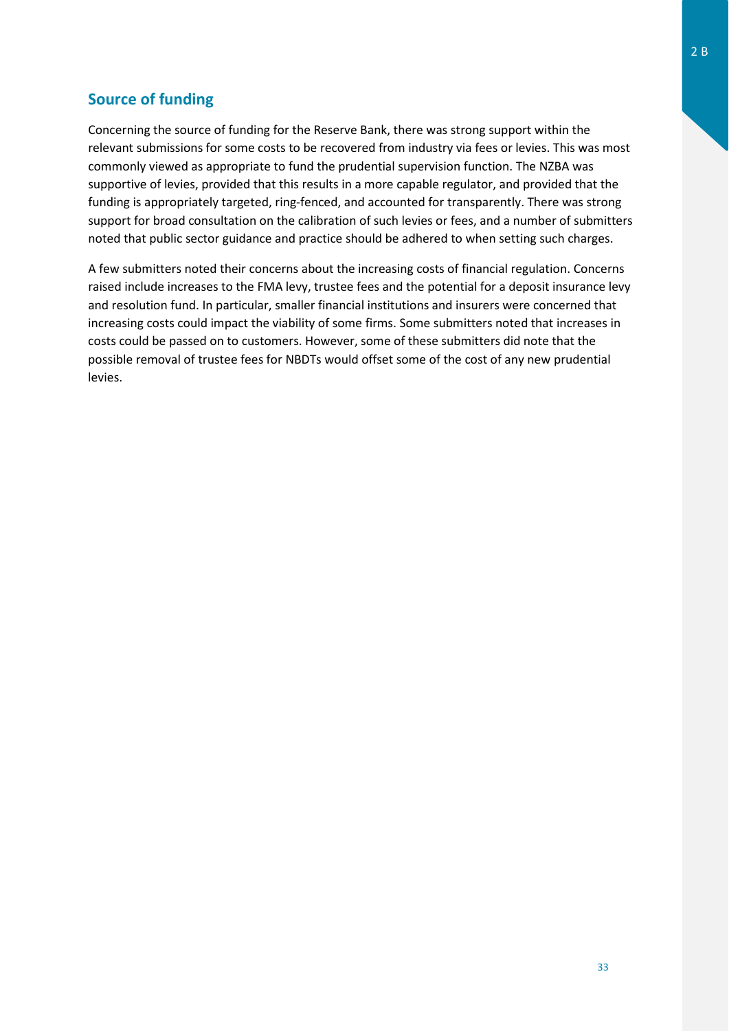## Source of funding

Concerning the source of funding for the Reserve Bank, there was strong support within the relevant submissions for some costs to be recovered from industry via fees or levies. This was most commonly viewed as appropriate to fund the prudential supervision function. The NZBA was supportive of levies, provided that this results in a more capable regulator, and provided that the funding is appropriately targeted, ring-fenced, and accounted for transparently. There was strong support for broad consultation on the calibration of such levies or fees, and a number of submitters noted that public sector guidance and practice should be adhered to when setting such charges.

A few submitters noted their concerns about the increasing costs of financial regulation. Concerns raised include increases to the FMA levy, trustee fees and the potential for a deposit insurance levy and resolution fund. In particular, smaller financial institutions and insurers were concerned that increasing costs could impact the viability of some firms. Some submitters noted that increases in costs could be passed on to customers. However, some of these submitters did note that the possible removal of trustee fees for NBDTs would offset some of the cost of any new prudential levies.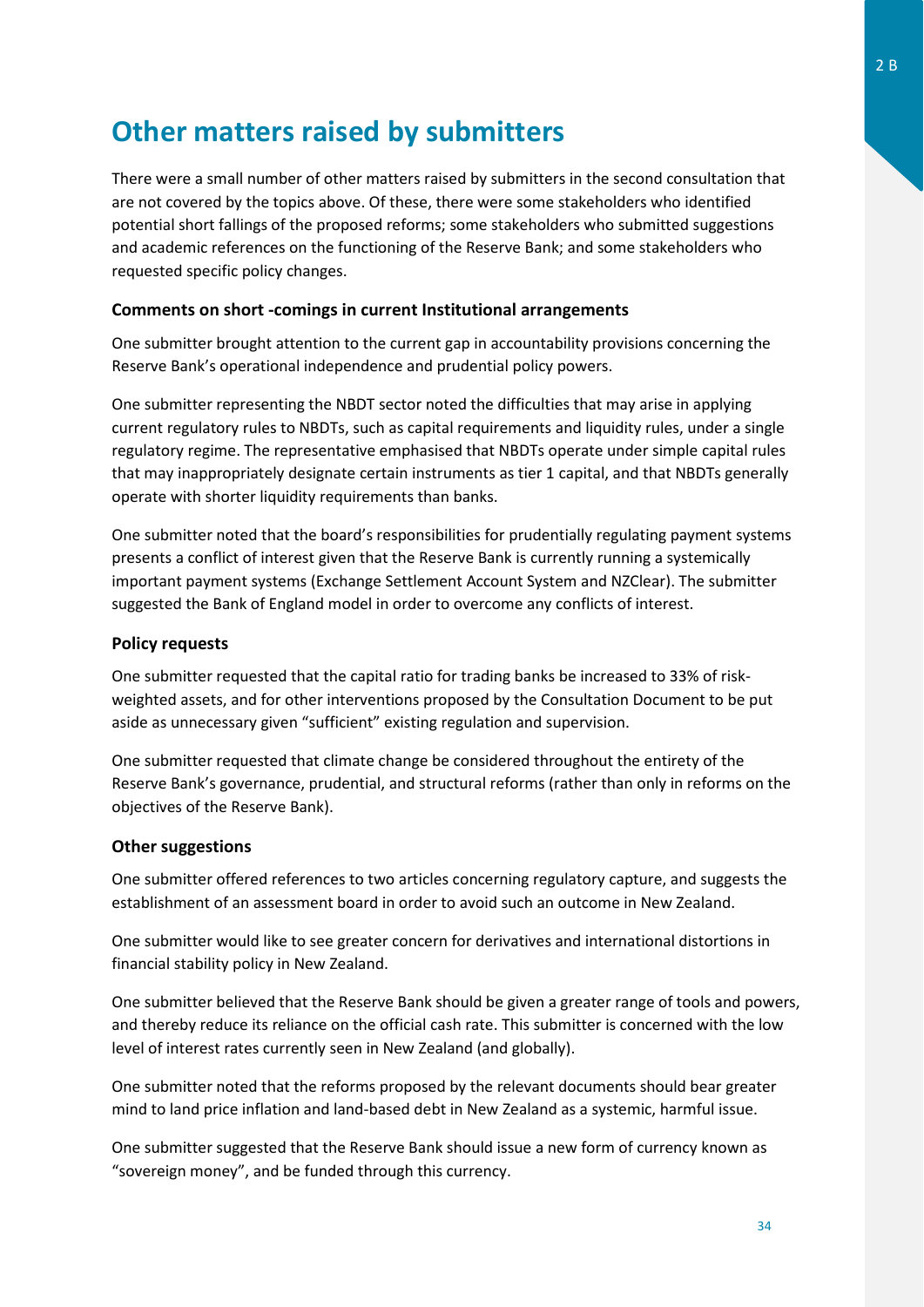# Other matters raised by submitters

There were a small number of other matters raised by submitters in the second consultation that are not covered by the topics above. Of these, there were some stakeholders who identified potential short fallings of the proposed reforms; some stakeholders who submitted suggestions and academic references on the functioning of the Reserve Bank; and some stakeholders who requested specific policy changes.

### Comments on short -comings in current Institutional arrangements

One submitter brought attention to the current gap in accountability provisions concerning the Reserve Bank's operational independence and prudential policy powers.

One submitter representing the NBDT sector noted the difficulties that may arise in applying current regulatory rules to NBDTs, such as capital requirements and liquidity rules, under a single regulatory regime. The representative emphasised that NBDTs operate under simple capital rules that may inappropriately designate certain instruments as tier 1 capital, and that NBDTs generally operate with shorter liquidity requirements than banks.

One submitter noted that the board's responsibilities for prudentially regulating payment systems presents a conflict of interest given that the Reserve Bank is currently running a systemically important payment systems (Exchange Settlement Account System and NZClear). The submitter suggested the Bank of England model in order to overcome any conflicts of interest.

### Policy requests

One submitter requested that the capital ratio for trading banks be increased to 33% of risk-weighted assets, and for other interventions proposed by the Consultation Document to be put aside as unnecessary given "sufficient" existing regulation and supervision.

One submitter requested that climate change be considered throughout the entirety of the Reserve Bank's governance, prudential, and structural reforms (rather than only in reforms on the objectives of the Reserve Bank).

### Other suggestions

One submitter offered references to two articles concerning regulatory capture, and suggests the establishment of an assessment board in order to avoid such an outcome in New Zealand.

One submitter would like to see greater concern for derivatives and international distortions in financial stability policy in New Zealand.

One submitter believed that the Reserve Bank should be given a greater range of tools and powers, and thereby reduce its reliance on the official cash rate. This submitter is concerned with the low level of interest rates currently seen in New Zealand (and globally).

One submitter noted that the reforms proposed by the relevant documents should bear greater mind to land price inflation and land-based debt in New Zealand as a systemic, harmful issue.

One submitter suggested that the Reserve Bank should issue a new form of currency known as "sovereign money", and be funded through this currency.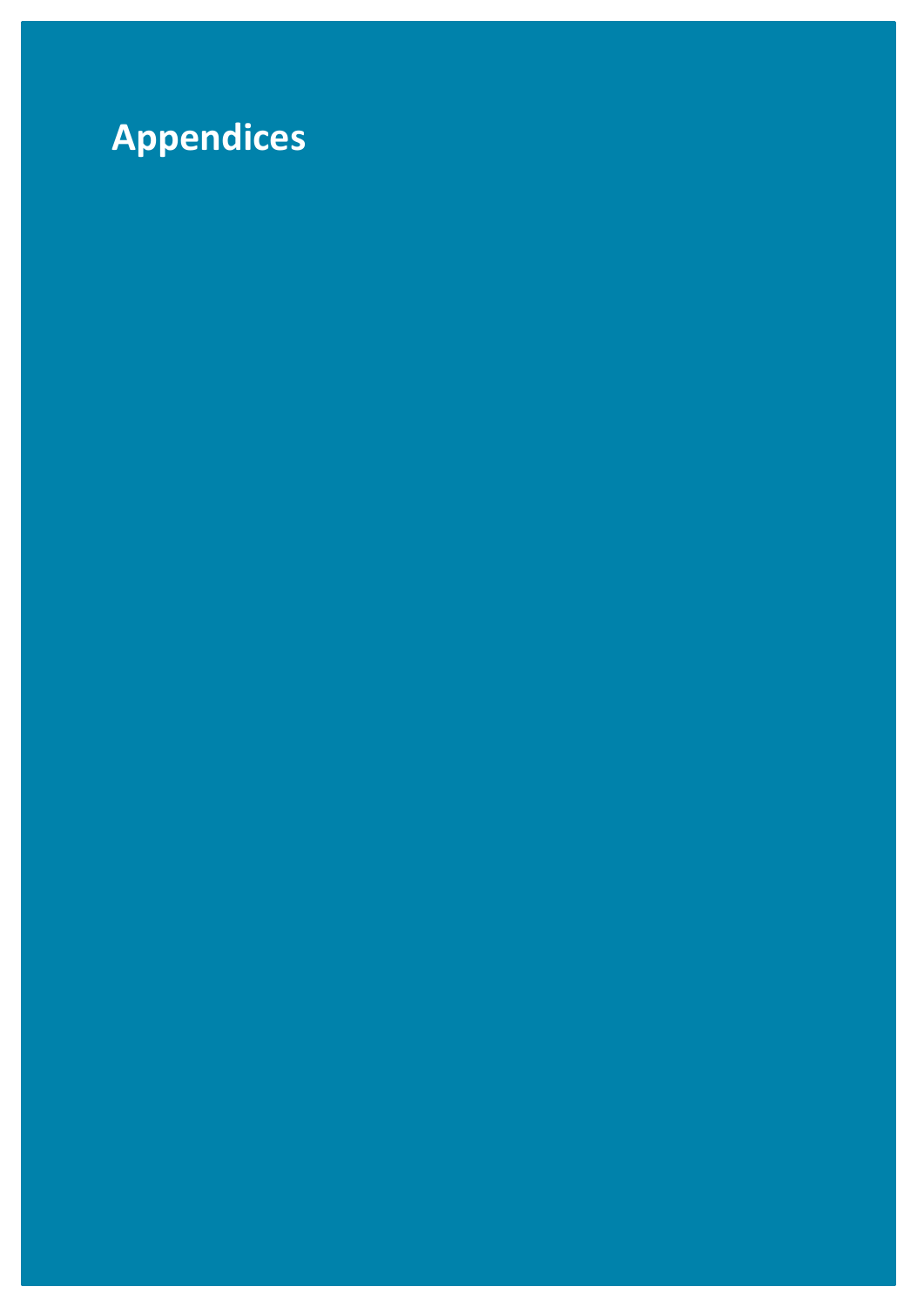# Appendices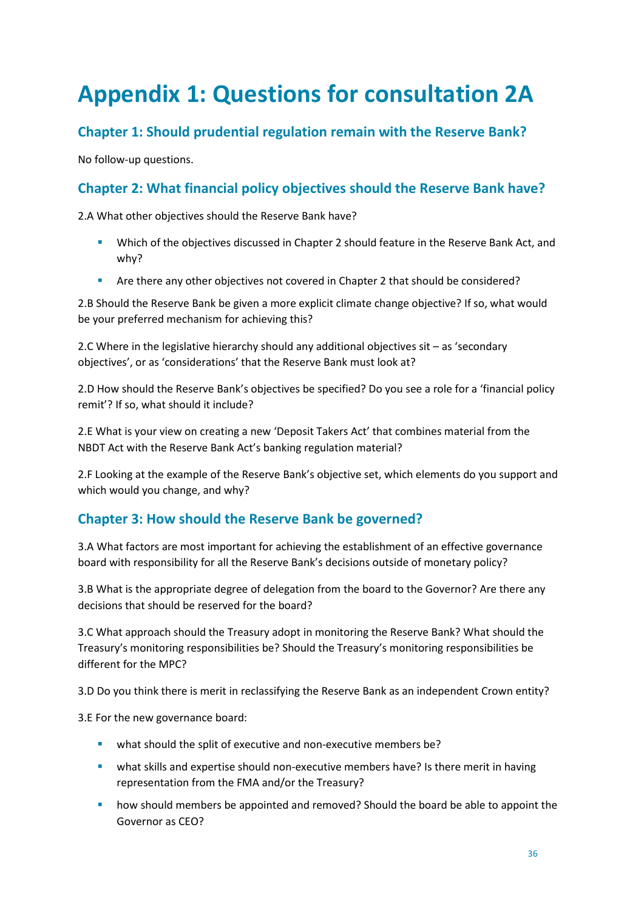# Appendix 1: Questions for consultation 2A

## Chapter 1: Should prudential regulation remain with the Reserve Bank?

No follow-up questions.

## Chapter 2: What financial policy objectives should the Reserve Bank have?

2.A What other objectives should the Reserve Bank have?

- Which of the objectives discussed in Chapter 2 should feature in the Reserve Bank Act, and why?
- Are there any other objectives not covered in Chapter 2 that should be considered?

2.B Should the Reserve Bank be given a more explicit climate change objective? If so, what would be your preferred mechanism for achieving this?

2.C Where in the legislative hierarchy should any additional objectives sit – as 'secondary objectives', or as 'considerations' that the Reserve Bank must look at?

2.D How should the Reserve Bank's objectives be specified? Do you see a role for a 'financial policy remit'? If so, what should it include?

2.E What is your view on creating a new 'Deposit Takers Act' that combines material from the NBDT Act with the Reserve Bank Act's banking regulation material?

2.F Looking at the example of the Reserve Bank's objective set, which elements do you support and which would you change, and why?

## Chapter 3: How should the Reserve Bank be governed?

3.A What factors are most important for achieving the establishment of an effective governance board with responsibility for all the Reserve Bank's decisions outside of monetary policy?

3.B What is the appropriate degree of delegation from the board to the Governor? Are there any decisions that should be reserved for the board?

3.C What approach should the Treasury adopt in monitoring the Reserve Bank? What should the Treasury's monitoring responsibilities be? Should the Treasury's monitoring responsibilities be different for the MPC?

3.D Do you think there is merit in reclassifying the Reserve Bank as an independent Crown entity?

3.E For the new governance board:

- what should the split of executive and non-executive members be?
- what skills and expertise should non-executive members have? Is there merit in having representation from the FMA and/or the Treasury?
- how should members be appointed and removed? Should the board be able to appoint the Governor as CEO?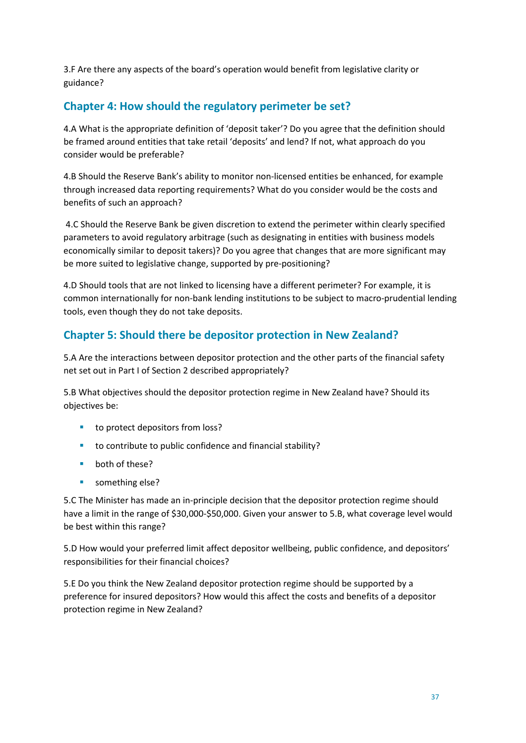3.F Are there any aspects of the board's operation would benefit from legislative clarity or guidance?

## Chapter 4: How should the regulatory perimeter be set?

4.A What is the appropriate definition of 'deposit taker'? Do you agree that the definition should be framed around entities that take retail 'deposits' and lend? If not, what approach do you consider would be preferable?

4.B Should the Reserve Bank's ability to monitor non-licensed entities be enhanced, for example through increased data reporting requirements? What do you consider would be the costs and benefits of such an approach?

4.C Should the Reserve Bank be given discretion to extend the perimeter within clearly specified parameters to avoid regulatory arbitrage (such as designating in entities with business models economically similar to deposit takers)? Do you agree that changes that are more significant may be more suited to legislative change, supported by pre-positioning?

4.D Should tools that are not linked to licensing have a different perimeter? For example, it is common internationally for non-bank lending institutions to be subject to macro-prudential lending tools, even though they do not take deposits.

## Chapter 5: Should there be depositor protection in New Zealand?

5.A Are the interactions between depositor protection and the other parts of the financial safety net set out in Part I of Section 2 described appropriately?

5.B What objectives should the depositor protection regime in New Zealand have? Should its objectives be:

- to protect depositors from loss?
- to contribute to public confidence and financial stability?
- both of these?
- something else?

5.C The Minister has made an in-principle decision that the depositor protection regime should have a limit in the range of $30,000-$50,000. Given your answer to 5.B, what coverage level would be best within this range?

5.D How would your preferred limit affect depositor wellbeing, public confidence, and depositors' responsibilities for their financial choices?

5.E Do you think the New Zealand depositor protection regime should be supported by a preference for insured depositors? How would this affect the costs and benefits of a depositor protection regime in New Zealand?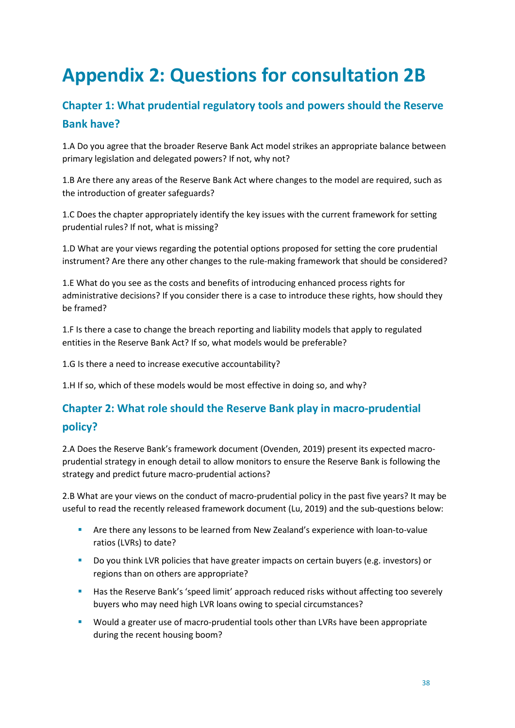# Appendix 2: Questions for consultation 2B

## Chapter 1: What prudential regulatory tools and powers should the Reserve Bank have?

1.A Do you agree that the broader Reserve Bank Act model strikes an appropriate balance between primary legislation and delegated powers? If not, why not?

1.B Are there any areas of the Reserve Bank Act where changes to the model are required, such as the introduction of greater safeguards?

1.C Does the chapter appropriately identify the key issues with the current framework for setting prudential rules? If not, what is missing?

1.D What are your views regarding the potential options proposed for setting the core prudential instrument? Are there any other changes to the rule-making framework that should be considered?

1.E What do you see as the costs and benefits of introducing enhanced process rights for administrative decisions? If you consider there is a case to introduce these rights, how should they be framed?

1.F Is there a case to change the breach reporting and liability models that apply to regulated entities in the Reserve Bank Act? If so, what models would be preferable?

1.G Is there a need to increase executive accountability?

1.H If so, which of these models would be most effective in doing so, and why?

## Chapter 2: What role should the Reserve Bank play in macro-prudential policy?

2.A Does the Reserve Bank's framework document (Ovenden, 2019) present its expected macro-prudential strategy in enough detail to allow monitors to ensure the Reserve Bank is following the strategy and predict future macro-prudential actions?

2.B What are your views on the conduct of macro-prudential policy in the past five years? It may be useful to read the recently released framework document (Lu, 2019) and the sub-questions below:

- Are there any lessons to be learned from New Zealand's experience with loan-to-value ratios (LVRs) to date?
- Do you think LVR policies that have greater impacts on certain buyers (e.g. investors) or regions than on others are appropriate?
- Has the Reserve Bank's 'speed limit' approach reduced risks without affecting too severely buyers who may need high LVR loans owing to special circumstances?
- Would a greater use of macro-prudential tools other than LVRs have been appropriate during the recent housing boom?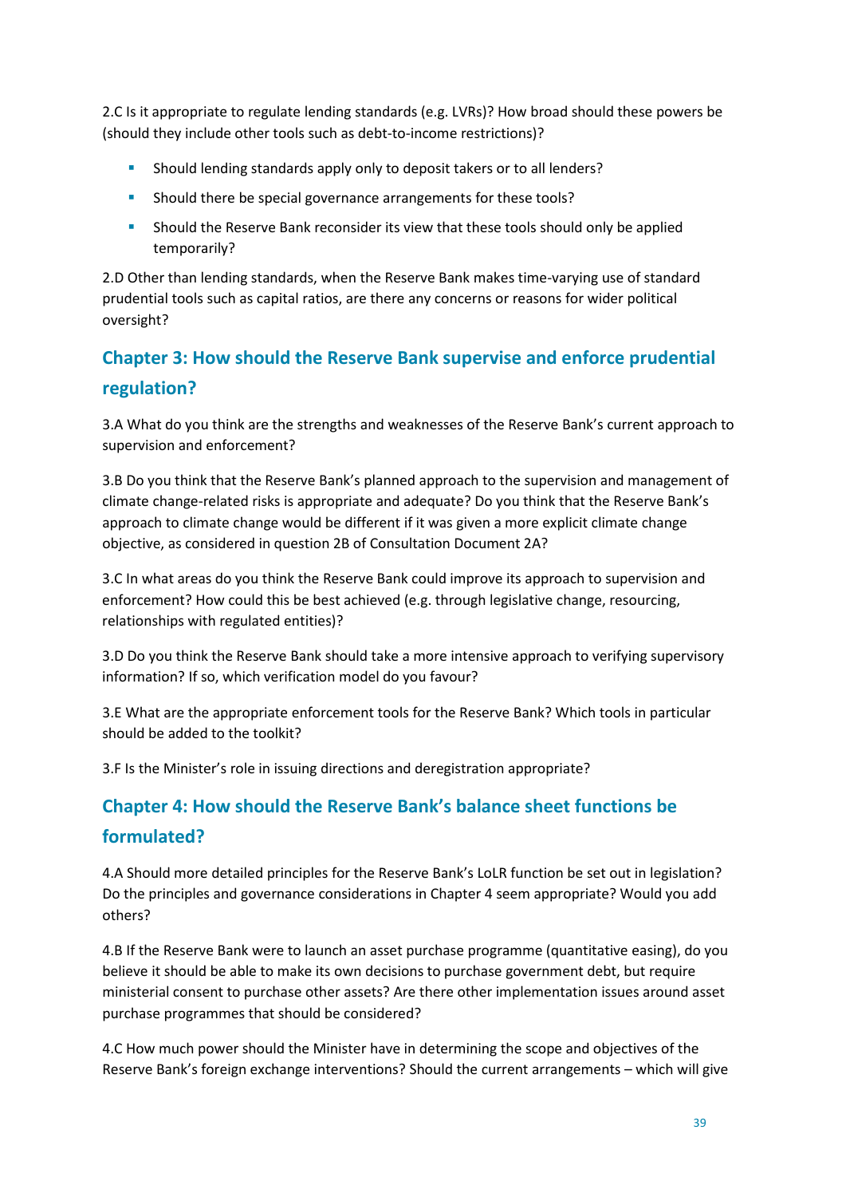2.C Is it appropriate to regulate lending standards (e.g. LVRs)? How broad should these powers be (should they include other tools such as debt-to-income restrictions)?

- Should lending standards apply only to deposit takers or to all lenders?
- Should there be special governance arrangements for these tools?
- Should the Reserve Bank reconsider its view that these tools should only be applied temporarily?

2.D Other than lending standards, when the Reserve Bank makes time-varying use of standard prudential tools such as capital ratios, are there any concerns or reasons for wider political oversight?

## Chapter 3: How should the Reserve Bank supervise and enforce prudential regulation?

3.A What do you think are the strengths and weaknesses of the Reserve Bank's current approach to supervision and enforcement?

3.B Do you think that the Reserve Bank's planned approach to the supervision and management of climate change-related risks is appropriate and adequate? Do you think that the Reserve Bank's approach to climate change would be different if it was given a more explicit climate change objective, as considered in question 2B of Consultation Document 2A?

3.C In what areas do you think the Reserve Bank could improve its approach to supervision and enforcement? How could this be best achieved (e.g. through legislative change, resourcing, relationships with regulated entities)?

3.D Do you think the Reserve Bank should take a more intensive approach to verifying supervisory information? If so, which verification model do you favour?

3.E What are the appropriate enforcement tools for the Reserve Bank? Which tools in particular should be added to the toolkit?

3.F Is the Minister's role in issuing directions and deregistration appropriate?

## Chapter 4: How should the Reserve Bank's balance sheet functions be formulated?

4.A Should more detailed principles for the Reserve Bank's LoLR function be set out in legislation? Do the principles and governance considerations in Chapter 4 seem appropriate? Would you add others?

4.B If the Reserve Bank were to launch an asset purchase programme (quantitative easing), do you believe it should be able to make its own decisions to purchase government debt, but require ministerial consent to purchase other assets? Are there other implementation issues around asset purchase programmes that should be considered?

4.C How much power should the Minister have in determining the scope and objectives of the Reserve Bank's foreign exchange interventions? Should the current arrangements – which will give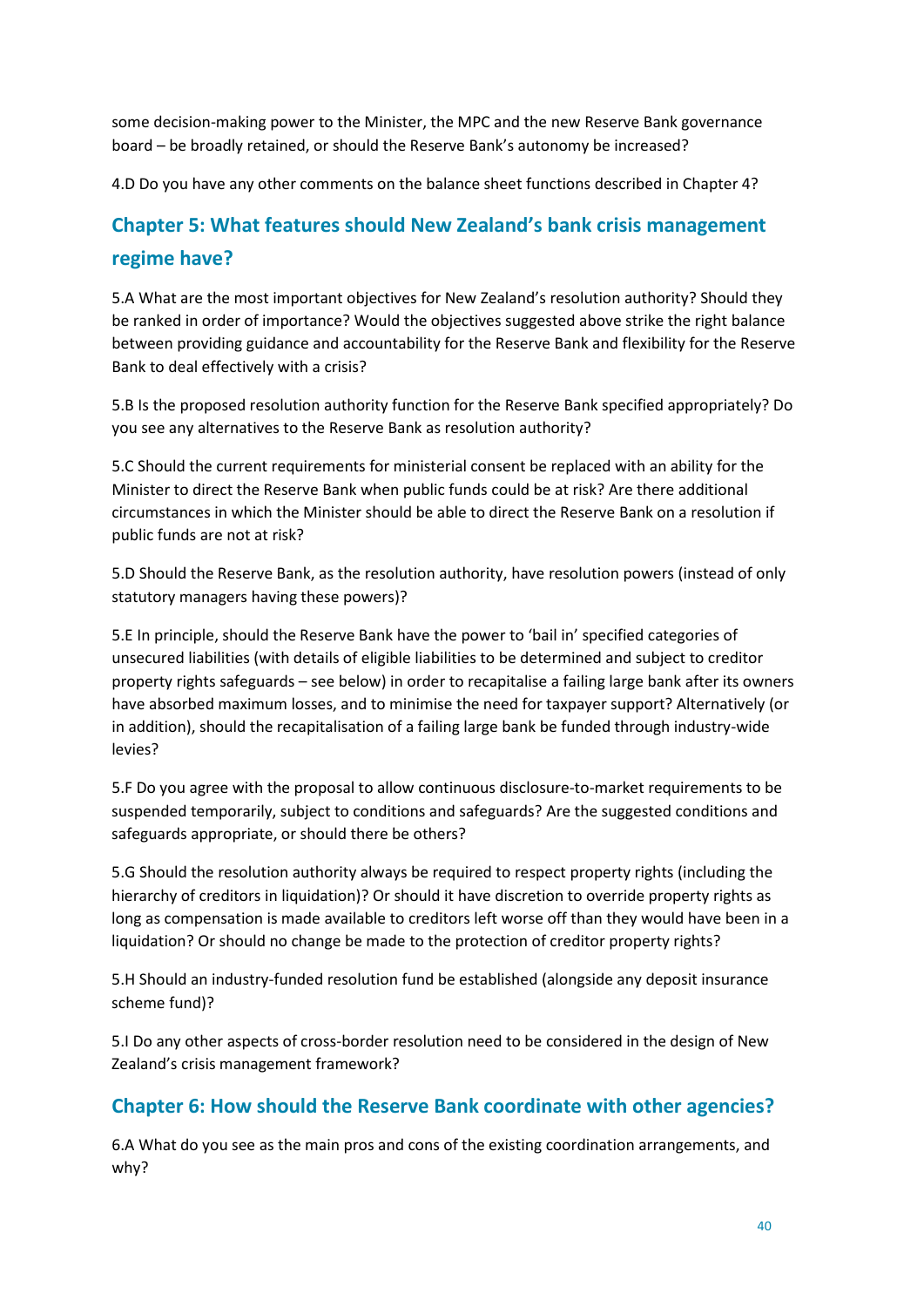some decision-making power to the Minister, the MPC and the new Reserve Bank governance board – be broadly retained, or should the Reserve Bank's autonomy be increased?

4.D Do you have any other comments on the balance sheet functions described in Chapter 4?

## Chapter 5: What features should New Zealand's bank crisis management regime have?

5.A What are the most important objectives for New Zealand's resolution authority? Should they be ranked in order of importance? Would the objectives suggested above strike the right balance between providing guidance and accountability for the Reserve Bank and flexibility for the Reserve Bank to deal effectively with a crisis?

5.B Is the proposed resolution authority function for the Reserve Bank specified appropriately? Do you see any alternatives to the Reserve Bank as resolution authority?

5.C Should the current requirements for ministerial consent be replaced with an ability for the Minister to direct the Reserve Bank when public funds could be at risk? Are there additional circumstances in which the Minister should be able to direct the Reserve Bank on a resolution if public funds are not at risk?

5.D Should the Reserve Bank, as the resolution authority, have resolution powers (instead of only statutory managers having these powers)?

5.E In principle, should the Reserve Bank have the power to 'bail in' specified categories of unsecured liabilities (with details of eligible liabilities to be determined and subject to creditor property rights safeguards – see below) in order to recapitalise a failing large bank after its owners have absorbed maximum losses, and to minimise the need for taxpayer support? Alternatively (or in addition), should the recapitalisation of a failing large bank be funded through industry-wide levies?

5.F Do you agree with the proposal to allow continuous disclosure-to-market requirements to be suspended temporarily, subject to conditions and safeguards? Are the suggested conditions and safeguards appropriate, or should there be others?

5.G Should the resolution authority always be required to respect property rights (including the hierarchy of creditors in liquidation)? Or should it have discretion to override property rights as long as compensation is made available to creditors left worse off than they would have been in a liquidation? Or should no change be made to the protection of creditor property rights?

5.H Should an industry-funded resolution fund be established (alongside any deposit insurance scheme fund)?

5.I Do any other aspects of cross-border resolution need to be considered in the design of New Zealand's crisis management framework?

## Chapter 6: How should the Reserve Bank coordinate with other agencies?

6.A What do you see as the main pros and cons of the existing coordination arrangements, and why?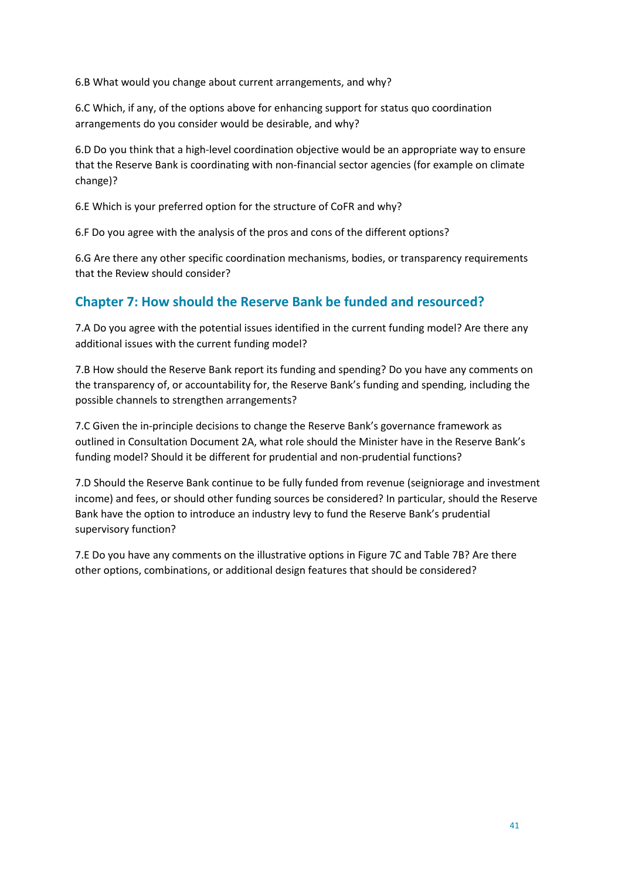6.B What would you change about current arrangements, and why?

6.C Which, if any, of the options above for enhancing support for status quo coordination arrangements do you consider would be desirable, and why?

6.D Do you think that a high-level coordination objective would be an appropriate way to ensure that the Reserve Bank is coordinating with non-financial sector agencies (for example on climate change)?

6.E Which is your preferred option for the structure of CoFR and why?

6.F Do you agree with the analysis of the pros and cons of the different options?

6.G Are there any other specific coordination mechanisms, bodies, or transparency requirements that the Review should consider?

## Chapter 7: How should the Reserve Bank be funded and resourced?

7.A Do you agree with the potential issues identified in the current funding model? Are there any additional issues with the current funding model?

7.B How should the Reserve Bank report its funding and spending? Do you have any comments on the transparency of, or accountability for, the Reserve Bank's funding and spending, including the possible channels to strengthen arrangements?

7.C Given the in-principle decisions to change the Reserve Bank's governance framework as outlined in Consultation Document 2A, what role should the Minister have in the Reserve Bank's funding model? Should it be different for prudential and non-prudential functions?

7.D Should the Reserve Bank continue to be fully funded from revenue (seigniorage and investment income) and fees, or should other funding sources be considered? In particular, should the Reserve Bank have the option to introduce an industry levy to fund the Reserve Bank's prudential supervisory function?

7.E Do you have any comments on the illustrative options in Figure 7C and Table 7B? Are there other options, combinations, or additional design features that should be considered?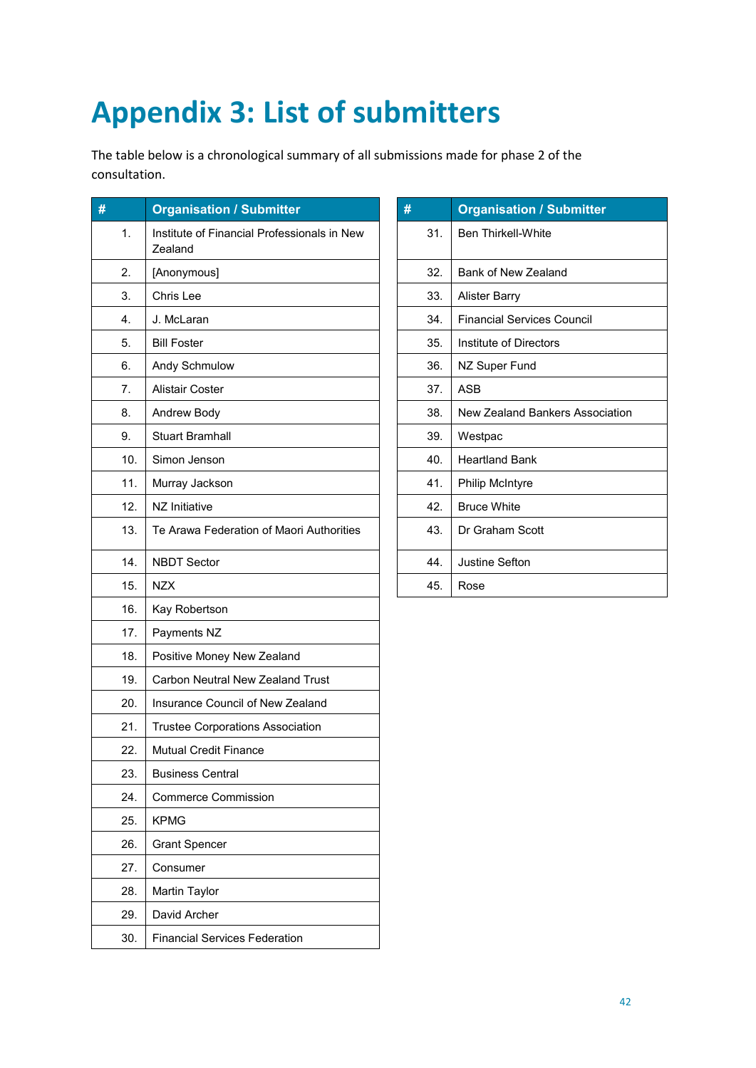# Appendix 3: List of submitters

The table below is a chronological summary of all submissions made for phase 2 of the consultation.

| # | Organisation / Submitter |
|---|---|
| 1. | Institute of Financial Professionals in New Zealand |
| 2. | [Anonymous] |
| 3. | Chris Lee |
| 4. | J. McLaran |
| 5. | Bill Foster |
| 6. | Andy Schmulow |
| 7. | Alistair Coster |
| 8. | Andrew Body |
| 9. | Stuart Bramhall |
| 10. | Simon Jenson |
| 11. | Murray Jackson |
| 12. | NZ Initiative |
| 13. | Te Arawa Federation of Maori Authorities |
| 14. | NBDT Sector |
| 15. | NZX |
| 16. | Kay Robertson |
| 17. | Payments NZ |
| 18. | Positive Money New Zealand |
| 19. | Carbon Neutral New Zealand Trust |
| 20. | Insurance Council of New Zealand |
| 21. | Trustee Corporations Association |
| 22. | Mutual Credit Finance |
| 23. | Business Central |
| 24. | Commerce Commission |
| 25. | KPMG |
| 26. | Grant Spencer |
| 27. | Consumer |
| 28. | Martin Taylor |
| 29. | David Archer |
| 30. | Financial Services Federation |
| 31. | Ben Thirkell-White |
| 32. | Bank of New Zealand |
| 33. | Alister Barry |
| 34. | Financial Services Council |
| 35. | Institute of Directors |
| 36. | NZ Super Fund |
| 37. | ASB |
| 38. | New Zealand Bankers Association |
| 39. | Westpac |
| 40. | Heartland Bank |
| 41. | Philip McIntyre |
| 42. | Bruce White |
| 43. | Dr Graham Scott |
| 44. | Justine Sefton |
| 45. | Rose |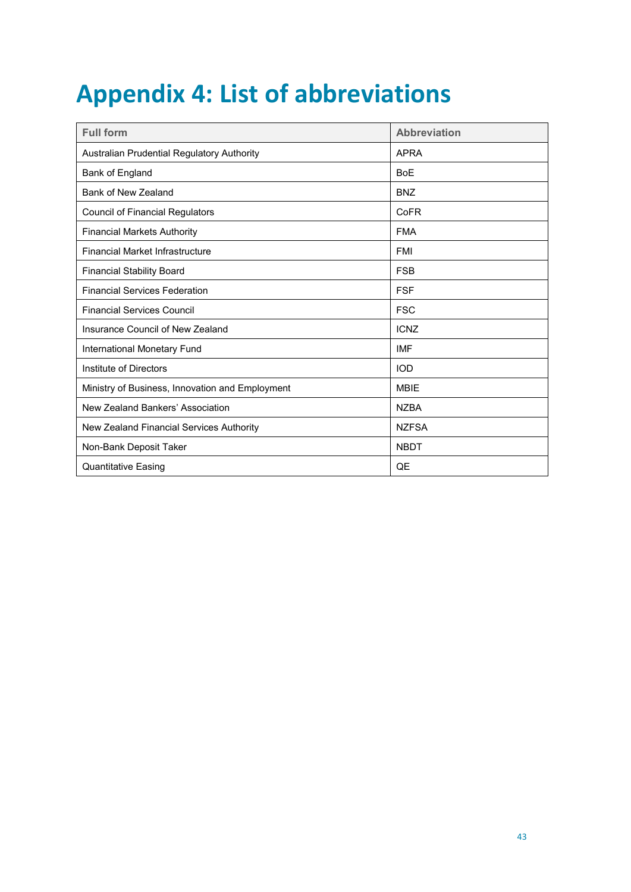# Appendix 4: List of abbreviations

| Full form | Abbreviation |
| --- | --- |
| Australian Prudential Regulatory Authority | APRA |
| Bank of England | BoE |
| Bank of New Zealand | BNZ |
| Council of Financial Regulators | CoFR |
| Financial Markets Authority | FMA |
| Financial Market Infrastructure | FMI |
| Financial Stability Board | FSB |
| Financial Services Federation | FSF |
| Financial Services Council | FSC |
| Insurance Council of New Zealand | ICNZ |
| International Monetary Fund | IMF |
| Institute of Directors | IOD |
| Ministry of Business, Innovation and Employment | MBIE |
| New Zealand Bankers’ Association | NZBA |
| New Zealand Financial Services Authority | NZFSA |
| Non-Bank Deposit Taker | NBDT |
| Quantitative Easing | QE |